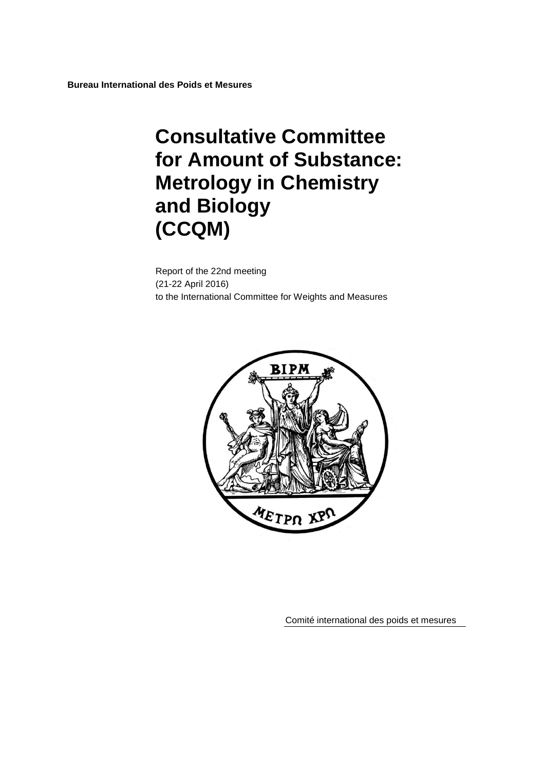**Bureau International des Poids et Mesures**

# Consultative Committee for Amount of Substance: Metrology in Chemistry and Biology (CCQM)

Report of the 22nd meeting
(21-22 April 2016)
to the International Committee for Weights and Measures

Comité international des poids et mesures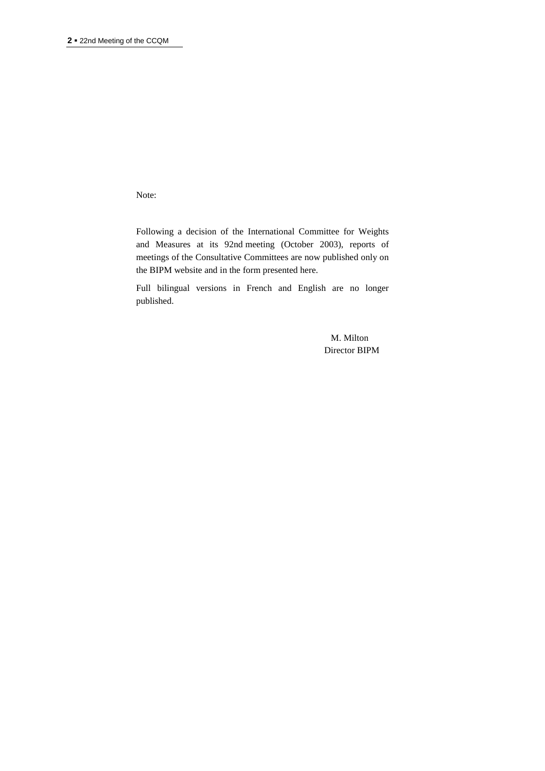Note:

Following a decision of the International Committee for Weights and Measures at its 92nd meeting (October 2003), reports of meetings of the Consultative Committees are now published only on the BIPM website and in the form presented here.

Full bilingual versions in French and English are no longer published.

M. Milton
Director BIPM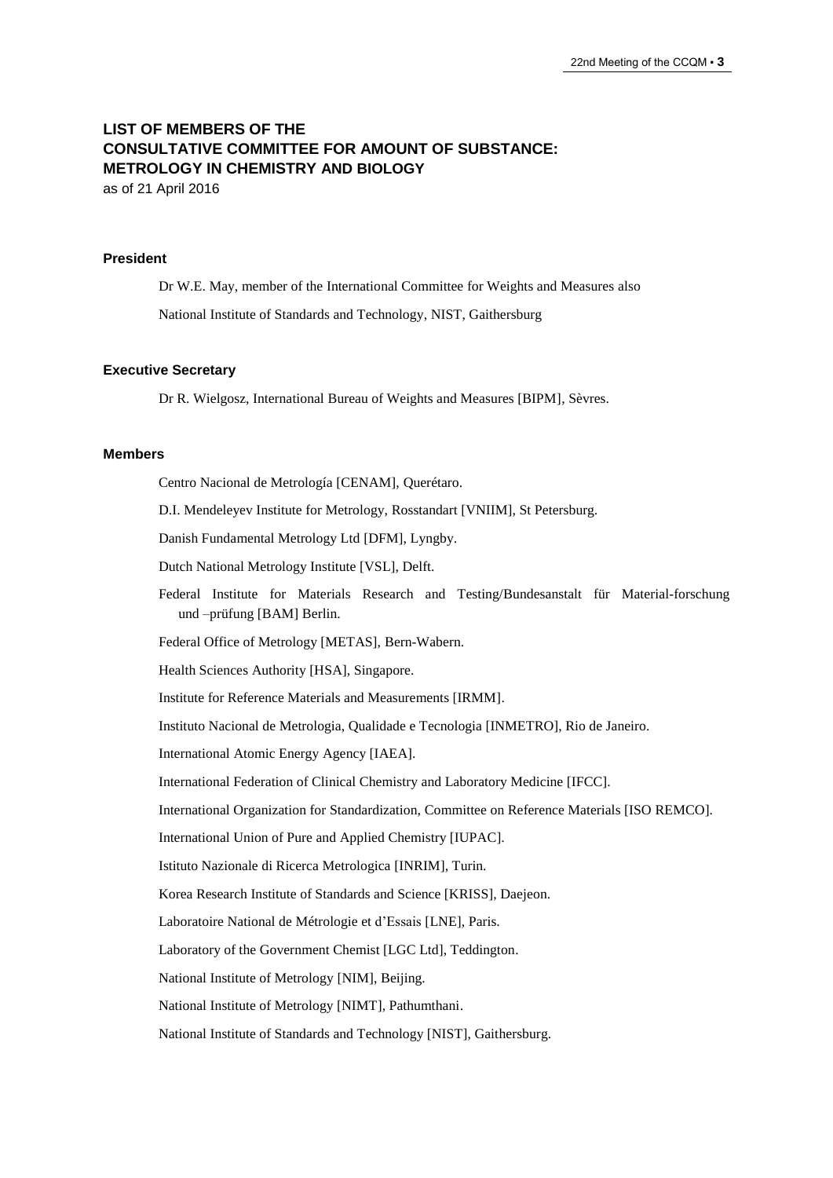# LIST OF MEMBERS OF THE CONSULTATIVE COMMITTEE FOR AMOUNT OF SUBSTANCE: METROLOGY IN CHEMISTRY AND BIOLOGY

as of 21 April 2016

### President

Dr W.E. May, member of the International Committee for Weights and Measures also

National Institute of Standards and Technology, NIST, Gaithersburg

### Executive Secretary

Dr R. Wielgosz, International Bureau of Weights and Measures [BIPM], Sèvres.

### Members

Centro Nacional de Metrología [CENAM], Querétaro.

D.I. Mendeleyev Institute for Metrology, Rosstandart [VNIIM], St Petersburg.

Danish Fundamental Metrology Ltd [DFM], Lyngby.

Dutch National Metrology Institute [VSL], Delft.

Federal Institute for Materials Research and Testing/Bundesanstalt für Material-forschung und –prüfung [BAM] Berlin.

Federal Office of Metrology [METAS], Bern-Wabern.

Health Sciences Authority [HSA], Singapore.

Institute for Reference Materials and Measurements [IRMM].

Instituto Nacional de Metrologia, Qualidade e Tecnologia [INMETRO], Rio de Janeiro.

International Atomic Energy Agency [IAEA].

International Federation of Clinical Chemistry and Laboratory Medicine [IFCC].

International Organization for Standardization, Committee on Reference Materials [ISO REMCO].

International Union of Pure and Applied Chemistry [IUPAC].

Istituto Nazionale di Ricerca Metrologica [INRIM], Turin.

Korea Research Institute of Standards and Science [KRISS], Daejeon.

Laboratoire National de Métrologie et d'Essais [LNE], Paris.

Laboratory of the Government Chemist [LGC Ltd], Teddington.

National Institute of Metrology [NIM], Beijing.

National Institute of Metrology [NIMT], Pathumthani.

National Institute of Standards and Technology [NIST], Gaithersburg.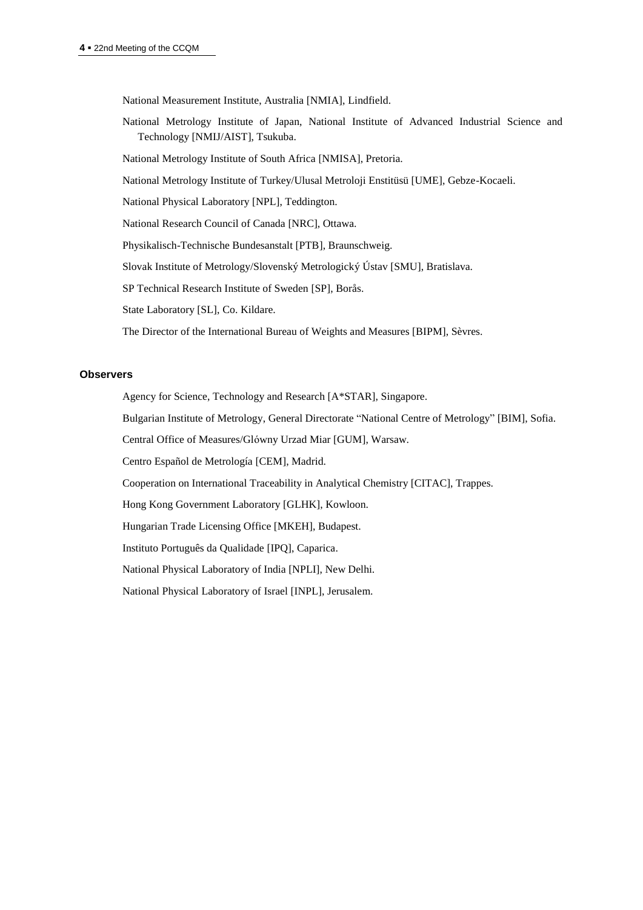National Measurement Institute, Australia [NMIA], Lindfield.

National Metrology Institute of Japan, National Institute of Advanced Industrial Science and Technology [NMIJ/AIST], Tsukuba.

National Metrology Institute of South Africa [NMISA], Pretoria.

National Metrology Institute of Turkey/Ulusal Metroloji Enstitüsü [UME], Gebze-Kocaeli.

National Physical Laboratory [NPL], Teddington.

National Research Council of Canada [NRC], Ottawa.

Physikalisch-Technische Bundesanstalt [PTB], Braunschweig.

Slovak Institute of Metrology/Slovenský Metrologický Ústav [SMU], Bratislava.

SP Technical Research Institute of Sweden [SP], Borås.

State Laboratory [SL], Co. Kildare.

The Director of the International Bureau of Weights and Measures [BIPM], Sèvres.

#### Observers

Agency for Science, Technology and Research [A*STAR], Singapore.

Bulgarian Institute of Metrology, General Directorate "National Centre of Metrology" [BIM], Sofia.

Central Office of Measures/Glówny Urzad Miar [GUM], Warsaw.

Centro Español de Metrología [CEM], Madrid.

Cooperation on International Traceability in Analytical Chemistry [CITAC], Trappes.

Hong Kong Government Laboratory [GLHK], Kowloon.

Hungarian Trade Licensing Office [MKEH], Budapest.

Instituto Português da Qualidade [IPQ], Caparica.

National Physical Laboratory of India [NPLI], New Delhi.

National Physical Laboratory of Israel [INPL], Jerusalem.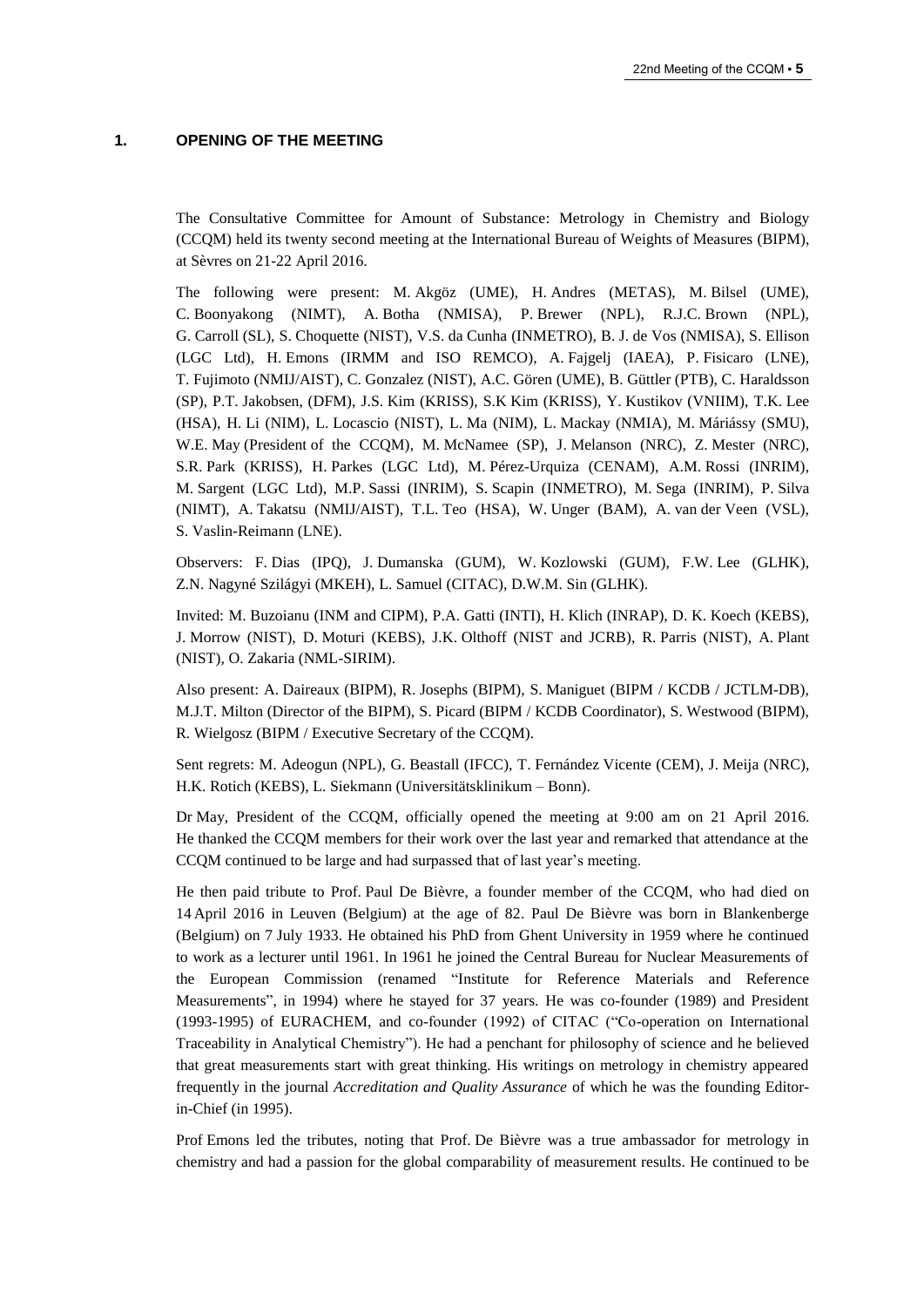## 1. OPENING OF THE MEETING

The Consultative Committee for Amount of Substance: Metrology in Chemistry and Biology (CCQM) held its twenty second meeting at the International Bureau of Weights of Measures (BIPM), at Sèvres on 21-22 April 2016.

The following were present: M. Akgöz (UME), H. Andres (METAS), M. Bilsel (UME), C. Boonyakong (NIMT), A. Botha (NMISA), P. Brewer (NPL), R.J.C. Brown (NPL), G. Carroll (SL), S. Choquette (NIST), V.S. da Cunha (INMETRO), B. J. de Vos (NMISA), S. Ellison (LGC Ltd), H. Emons (IRMM and ISO REMCO), A. Fajgelj (IAEA), P. Fisicaro (LNE), T. Fujimoto (NMIJ/AIST), C. Gonzalez (NIST), A.C. Gören (UME), B. Güttler (PTB), C. Haraldsson (SP), P.T. Jakobsen, (DFM), J.S. Kim (KRISS), S.K Kim (KRISS), Y. Kustikov (VNIIM), T.K. Lee (HSA), H. Li (NIM), L. Locascio (NIST), L. Ma (NIM), L. Mackay (NMIA), M. Máriássy (SMU), W.E. May (President of the CCQM), M. McNamee (SP), J. Melanson (NRC), Z. Mester (NRC), S.R. Park (KRISS), H. Parkes (LGC Ltd), M. Pérez-Urquiza (CENAM), A.M. Rossi (INRIM), M. Sargent (LGC Ltd), M.P. Sassi (INRIM), S. Scapin (INMETRO), M. Sega (INRIM), P. Silva (NIMT), A. Takatsu (NMIJ/AIST), T.L. Teo (HSA), W. Unger (BAM), A. van der Veen (VSL), S. Vaslin-Reimann (LNE).

Observers: F. Dias (IPQ), J. Dumanska (GUM), W. Kozlowski (GUM), F.W. Lee (GLHK), Z.N. Nagyné Szilágyi (MKEH), L. Samuel (CITAC), D.W.M. Sin (GLHK).

Invited: M. Buzoianu (INM and CIPM), P.A. Gatti (INTI), H. Klich (INRAP), D. K. Koech (KEBS), J. Morrow (NIST), D. Moturi (KEBS), J.K. Olthoff (NIST and JCRB), R. Parris (NIST), A. Plant (NIST), O. Zakaria (NML-SIRIM).

Also present: A. Daireaux (BIPM), R. Josephs (BIPM), S. Maniguet (BIPM / KCDB / JCTLM-DB), M.J.T. Milton (Director of the BIPM), S. Picard (BIPM / KCDB Coordinator), S. Westwood (BIPM), R. Wielgosz (BIPM / Executive Secretary of the CCQM).

Sent regrets: M. Adeogun (NPL), G. Beastall (IFCC), T. Fernández Vicente (CEM), J. Meija (NRC), H.K. Rotich (KEBS), L. Siekmann (Universitätsklinikum – Bonn).

Dr May, President of the CCQM, officially opened the meeting at 9:00 am on 21 April 2016. He thanked the CCQM members for their work over the last year and remarked that attendance at the CCQM continued to be large and had surpassed that of last year's meeting.

He then paid tribute to Prof. Paul De Bièvre, a founder member of the CCQM, who had died on 14 April 2016 in Leuven (Belgium) at the age of 82. Paul De Bièvre was born in Blankenberge (Belgium) on 7 July 1933. He obtained his PhD from Ghent University in 1959 where he continued to work as a lecturer until 1961. In 1961 he joined the Central Bureau for Nuclear Measurements of the European Commission (renamed "Institute for Reference Materials and Reference Measurements", in 1994) where he stayed for 37 years. He was co-founder (1989) and President (1993-1995) of EURACHEM, and co-founder (1992) of CITAC ("Co-operation on International Traceability in Analytical Chemistry"). He had a penchant for philosophy of science and he believed that great measurements start with great thinking. His writings on metrology in chemistry appeared frequently in the journal *Accreditation and Quality Assurance* of which he was the founding Editor-in-Chief (in 1995).

Prof Emons led the tributes, noting that Prof. De Bièvre was a true ambassador for metrology in chemistry and had a passion for the global comparability of measurement results. He continued to be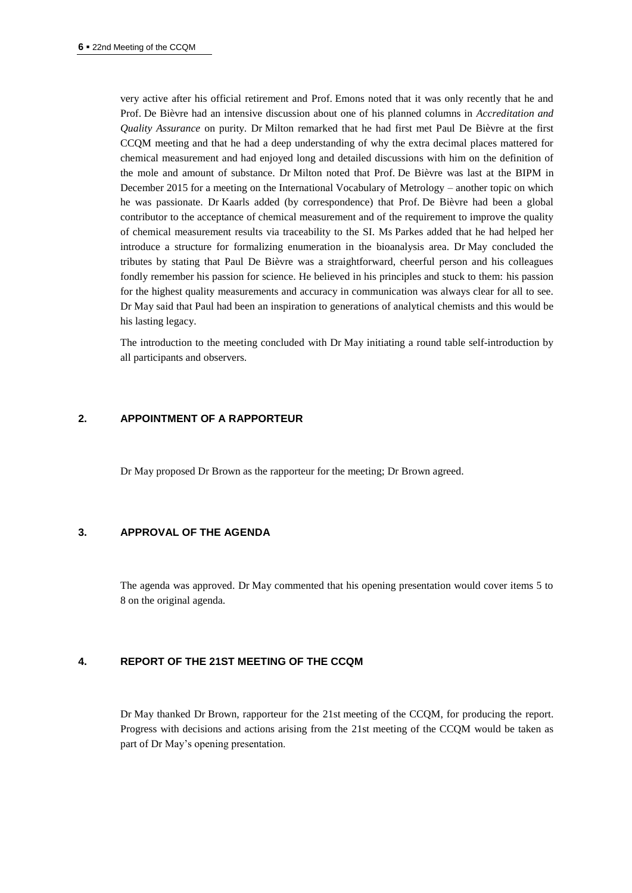very active after his official retirement and Prof. Emons noted that it was only recently that he and Prof. De Bièvre had an intensive discussion about one of his planned columns in *Accreditation and Quality Assurance* on purity. Dr Milton remarked that he had first met Paul De Bièvre at the first CCQM meeting and that he had a deep understanding of why the extra decimal places mattered for chemical measurement and had enjoyed long and detailed discussions with him on the definition of the mole and amount of substance. Dr Milton noted that Prof. De Bièvre was last at the BIPM in December 2015 for a meeting on the International Vocabulary of Metrology – another topic on which he was passionate. Dr Kaarls added (by correspondence) that Prof. De Bièvre had been a global contributor to the acceptance of chemical measurement and of the requirement to improve the quality of chemical measurement results via traceability to the SI. Ms Parkes added that he had helped her introduce a structure for formalizing enumeration in the bioanalysis area. Dr May concluded the tributes by stating that Paul De Bièvre was a straightforward, cheerful person and his colleagues fondly remember his passion for science. He believed in his principles and stuck to them: his passion for the highest quality measurements and accuracy in communication was always clear for all to see. Dr May said that Paul had been an inspiration to generations of analytical chemists and this would be his lasting legacy.

The introduction to the meeting concluded with Dr May initiating a round table self-introduction by all participants and observers.

## 2. APPOINTMENT OF A RAPPORTEUR

Dr May proposed Dr Brown as the rapporteur for the meeting; Dr Brown agreed.

## 3. APPROVAL OF THE AGENDA

The agenda was approved. Dr May commented that his opening presentation would cover items 5 to 8 on the original agenda.

## 4. REPORT OF THE 21ST MEETING OF THE CCQM

Dr May thanked Dr Brown, rapporteur for the 21st meeting of the CCQM, for producing the report. Progress with decisions and actions arising from the 21st meeting of the CCQM would be taken as part of Dr May's opening presentation.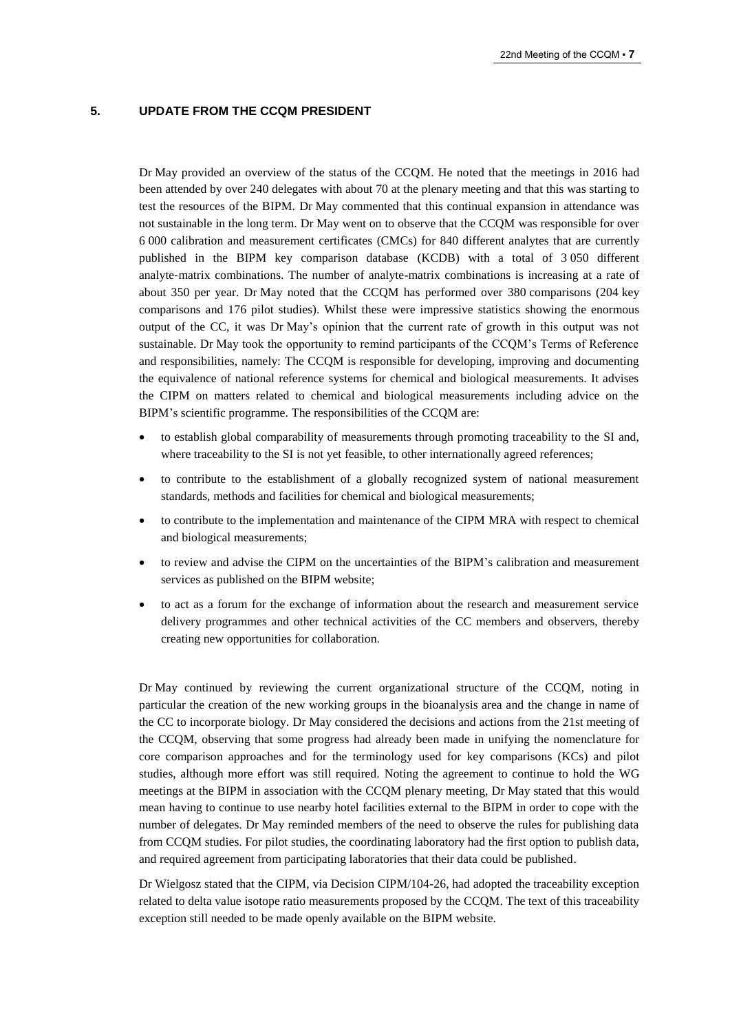## 5. UPDATE FROM THE CCQM PRESIDENT

Dr May provided an overview of the status of the CCQM. He noted that the meetings in 2016 had been attended by over 240 delegates with about 70 at the plenary meeting and that this was starting to test the resources of the BIPM. Dr May commented that this continual expansion in attendance was not sustainable in the long term. Dr May went on to observe that the CCQM was responsible for over 6 000 calibration and measurement certificates (CMCs) for 840 different analytes that are currently published in the BIPM key comparison database (KCDB) with a total of 3 050 different analyte-matrix combinations. The number of analyte-matrix combinations is increasing at a rate of about 350 per year. Dr May noted that the CCQM has performed over 380 comparisons (204 key comparisons and 176 pilot studies). Whilst these were impressive statistics showing the enormous output of the CC, it was Dr May's opinion that the current rate of growth in this output was not sustainable. Dr May took the opportunity to remind participants of the CCQM's Terms of Reference and responsibilities, namely: The CCQM is responsible for developing, improving and documenting the equivalence of national reference systems for chemical and biological measurements. It advises the CIPM on matters related to chemical and biological measurements including advice on the BIPM's scientific programme. The responsibilities of the CCQM are:

- to establish global comparability of measurements through promoting traceability to the SI and, where traceability to the SI is not yet feasible, to other internationally agreed references;
- to contribute to the establishment of a globally recognized system of national measurement standards, methods and facilities for chemical and biological measurements;
- to contribute to the implementation and maintenance of the CIPM MRA with respect to chemical and biological measurements;
- to review and advise the CIPM on the uncertainties of the BIPM's calibration and measurement services as published on the BIPM website;
- to act as a forum for the exchange of information about the research and measurement service delivery programmes and other technical activities of the CC members and observers, thereby creating new opportunities for collaboration.

Dr May continued by reviewing the current organizational structure of the CCQM, noting in particular the creation of the new working groups in the bioanalysis area and the change in name of the CC to incorporate biology. Dr May considered the decisions and actions from the 21st meeting of the CCQM, observing that some progress had already been made in unifying the nomenclature for core comparison approaches and for the terminology used for key comparisons (KCs) and pilot studies, although more effort was still required. Noting the agreement to continue to hold the WG meetings at the BIPM in association with the CCQM plenary meeting, Dr May stated that this would mean having to continue to use nearby hotel facilities external to the BIPM in order to cope with the number of delegates. Dr May reminded members of the need to observe the rules for publishing data from CCQM studies. For pilot studies, the coordinating laboratory had the first option to publish data, and required agreement from participating laboratories that their data could be published.

Dr Wielgosz stated that the CIPM, via Decision CIPM/104-26, had adopted the traceability exception related to delta value isotope ratio measurements proposed by the CCQM. The text of this traceability exception still needed to be made openly available on the BIPM website.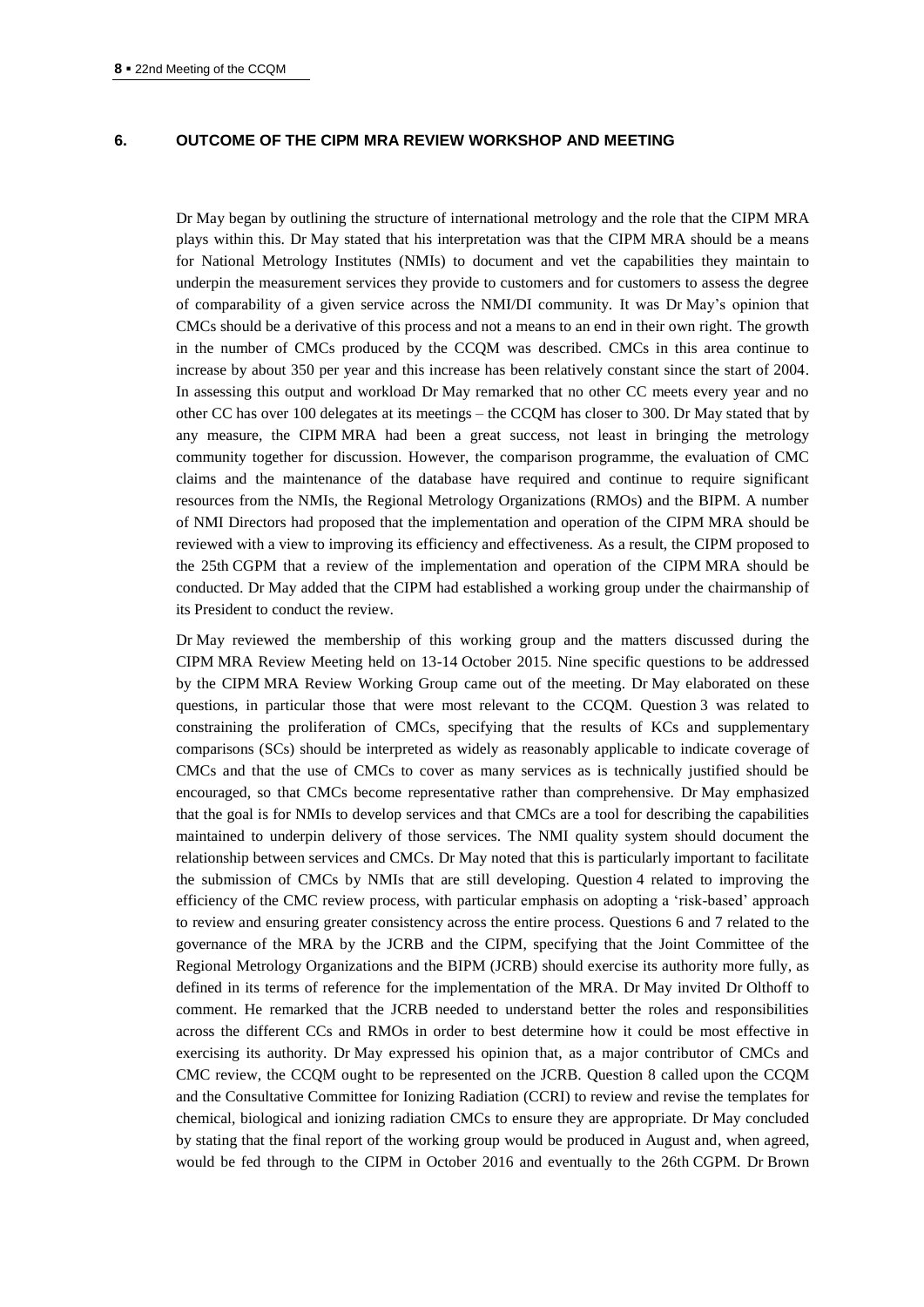## 6. OUTCOME OF THE CIPM MRA REVIEW WORKSHOP AND MEETING

Dr May began by outlining the structure of international metrology and the role that the CIPM MRA plays within this. Dr May stated that his interpretation was that the CIPM MRA should be a means for National Metrology Institutes (NMIs) to document and vet the capabilities they maintain to underpin the measurement services they provide to customers and for customers to assess the degree of comparability of a given service across the NMI/DI community. It was Dr May's opinion that CMCs should be a derivative of this process and not a means to an end in their own right. The growth in the number of CMCs produced by the CCQM was described. CMCs in this area continue to increase by about 350 per year and this increase has been relatively constant since the start of 2004. In assessing this output and workload Dr May remarked that no other CC meets every year and no other CC has over 100 delegates at its meetings – the CCQM has closer to 300. Dr May stated that by any measure, the CIPM MRA had been a great success, not least in bringing the metrology community together for discussion. However, the comparison programme, the evaluation of CMC claims and the maintenance of the database have required and continue to require significant resources from the NMIs, the Regional Metrology Organizations (RMOs) and the BIPM. A number of NMI Directors had proposed that the implementation and operation of the CIPM MRA should be reviewed with a view to improving its efficiency and effectiveness. As a result, the CIPM proposed to the 25th CGPM that a review of the implementation and operation of the CIPM MRA should be conducted. Dr May added that the CIPM had established a working group under the chairmanship of its President to conduct the review.

Dr May reviewed the membership of this working group and the matters discussed during the CIPM MRA Review Meeting held on 13-14 October 2015. Nine specific questions to be addressed by the CIPM MRA Review Working Group came out of the meeting. Dr May elaborated on these questions, in particular those that were most relevant to the CCQM. Question 3 was related to constraining the proliferation of CMCs, specifying that the results of KCs and supplementary comparisons (SCs) should be interpreted as widely as reasonably applicable to indicate coverage of CMCs and that the use of CMCs to cover as many services as is technically justified should be encouraged, so that CMCs become representative rather than comprehensive. Dr May emphasized that the goal is for NMIs to develop services and that CMCs are a tool for describing the capabilities maintained to underpin delivery of those services. The NMI quality system should document the relationship between services and CMCs. Dr May noted that this is particularly important to facilitate the submission of CMCs by NMIs that are still developing. Question 4 related to improving the efficiency of the CMC review process, with particular emphasis on adopting a 'risk-based' approach to review and ensuring greater consistency across the entire process. Questions 6 and 7 related to the governance of the MRA by the JCRB and the CIPM, specifying that the Joint Committee of the Regional Metrology Organizations and the BIPM (JCRB) should exercise its authority more fully, as defined in its terms of reference for the implementation of the MRA. Dr May invited Dr Olthoff to comment. He remarked that the JCRB needed to understand better the roles and responsibilities across the different CCs and RMOs in order to best determine how it could be most effective in exercising its authority. Dr May expressed his opinion that, as a major contributor of CMCs and CMC review, the CCQM ought to be represented on the JCRB. Question 8 called upon the CCQM and the Consultative Committee for Ionizing Radiation (CCRI) to review and revise the templates for chemical, biological and ionizing radiation CMCs to ensure they are appropriate. Dr May concluded by stating that the final report of the working group would be produced in August and, when agreed, would be fed through to the CIPM in October 2016 and eventually to the 26th CGPM. Dr Brown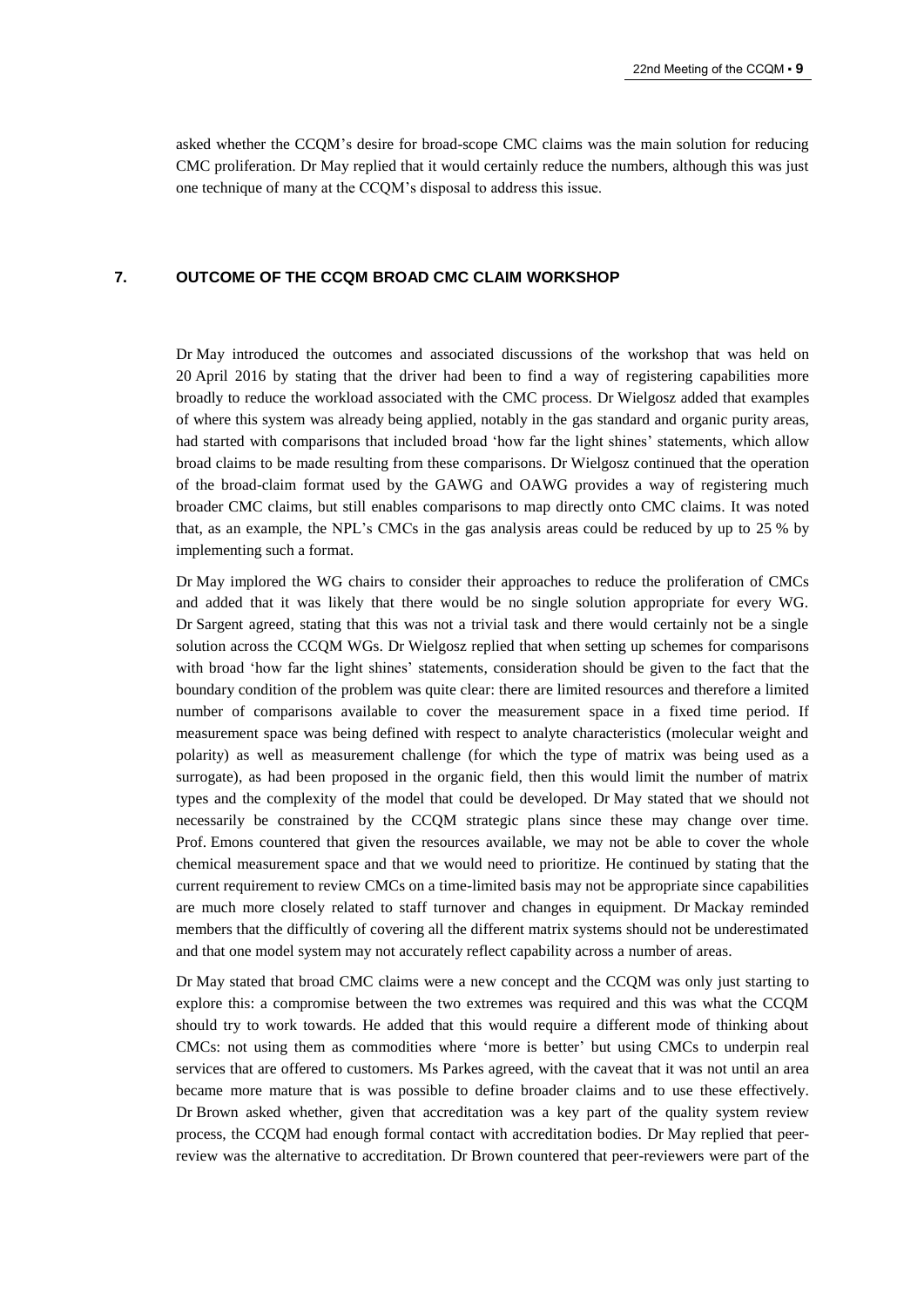asked whether the CCQM's desire for broad-scope CMC claims was the main solution for reducing CMC proliferation. Dr May replied that it would certainly reduce the numbers, although this was just one technique of many at the CCQM's disposal to address this issue.

## 7. OUTCOME OF THE CCQM BROAD CMC CLAIM WORKSHOP

Dr May introduced the outcomes and associated discussions of the workshop that was held on 20 April 2016 by stating that the driver had been to find a way of registering capabilities more broadly to reduce the workload associated with the CMC process. Dr Wielgosz added that examples of where this system was already being applied, notably in the gas standard and organic purity areas, had started with comparisons that included broad 'how far the light shines' statements, which allow broad claims to be made resulting from these comparisons. Dr Wielgosz continued that the operation of the broad-claim format used by the GAWG and OAWG provides a way of registering much broader CMC claims, but still enables comparisons to map directly onto CMC claims. It was noted that, as an example, the NPL's CMCs in the gas analysis areas could be reduced by up to 25 % by implementing such a format.

Dr May implored the WG chairs to consider their approaches to reduce the proliferation of CMCs and added that it was likely that there would be no single solution appropriate for every WG. Dr Sargent agreed, stating that this was not a trivial task and there would certainly not be a single solution across the CCQM WGs. Dr Wielgosz replied that when setting up schemes for comparisons with broad 'how far the light shines' statements, consideration should be given to the fact that the boundary condition of the problem was quite clear: there are limited resources and therefore a limited number of comparisons available to cover the measurement space in a fixed time period. If measurement space was being defined with respect to analyte characteristics (molecular weight and polarity) as well as measurement challenge (for which the type of matrix was being used as a surrogate), as had been proposed in the organic field, then this would limit the number of matrix types and the complexity of the model that could be developed. Dr May stated that we should not necessarily be constrained by the CCQM strategic plans since these may change over time. Prof. Emons countered that given the resources available, we may not be able to cover the whole chemical measurement space and that we would need to prioritize. He continued by stating that the current requirement to review CMCs on a time-limited basis may not be appropriate since capabilities are much more closely related to staff turnover and changes in equipment. Dr Mackay reminded members that the difficultly of covering all the different matrix systems should not be underestimated and that one model system may not accurately reflect capability across a number of areas.

Dr May stated that broad CMC claims were a new concept and the CCQM was only just starting to explore this: a compromise between the two extremes was required and this was what the CCQM should try to work towards. He added that this would require a different mode of thinking about CMCs: not using them as commodities where 'more is better' but using CMCs to underpin real services that are offered to customers. Ms Parkes agreed, with the caveat that it was not until an area became more mature that is was possible to define broader claims and to use these effectively. Dr Brown asked whether, given that accreditation was a key part of the quality system review process, the CCQM had enough formal contact with accreditation bodies. Dr May replied that peer-review was the alternative to accreditation. Dr Brown countered that peer-reviewers were part of the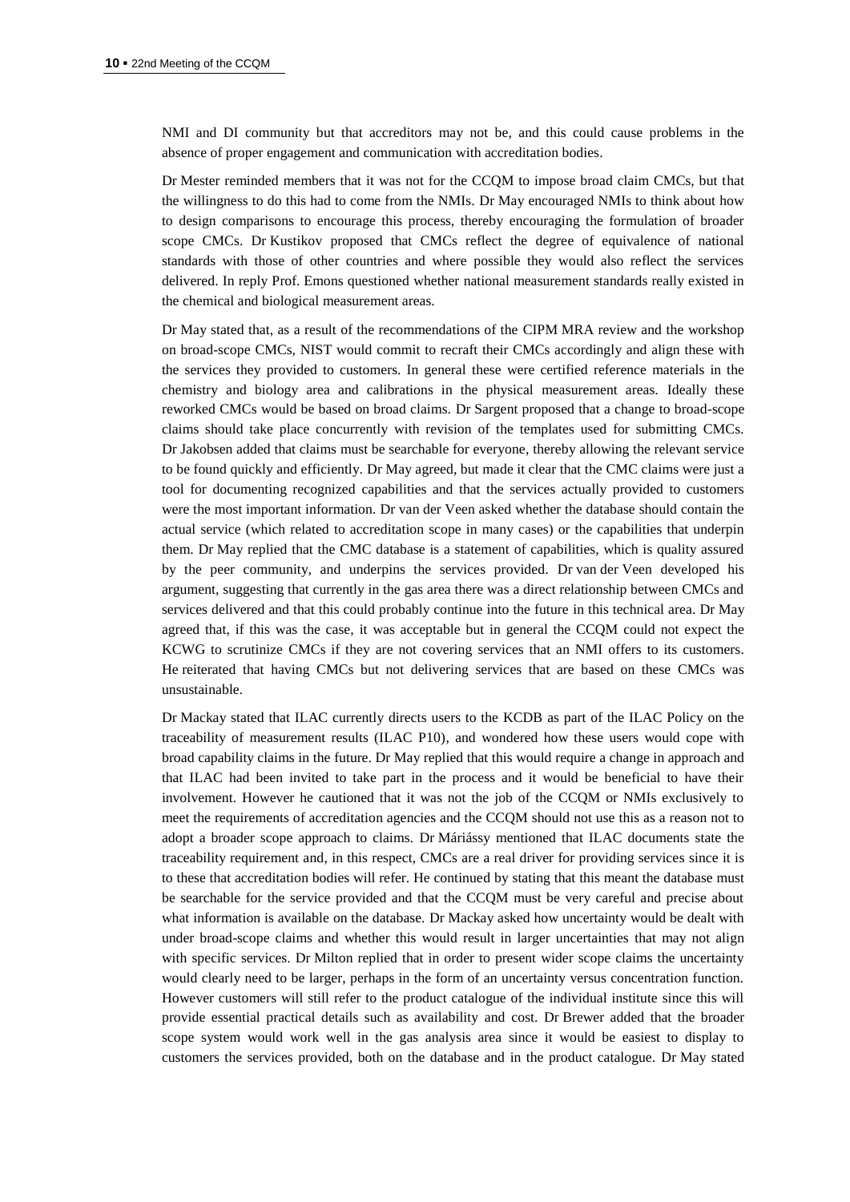NMI and DI community but that accreditors may not be, and this could cause problems in the absence of proper engagement and communication with accreditation bodies.

Dr Mester reminded members that it was not for the CCQM to impose broad claim CMCs, but that the willingness to do this had to come from the NMIs. Dr May encouraged NMIs to think about how to design comparisons to encourage this process, thereby encouraging the formulation of broader scope CMCs. Dr Kustikov proposed that CMCs reflect the degree of equivalence of national standards with those of other countries and where possible they would also reflect the services delivered. In reply Prof. Emons questioned whether national measurement standards really existed in the chemical and biological measurement areas.

Dr May stated that, as a result of the recommendations of the CIPM MRA review and the workshop on broad-scope CMCs, NIST would commit to recraft their CMCs accordingly and align these with the services they provided to customers. In general these were certified reference materials in the chemistry and biology area and calibrations in the physical measurement areas. Ideally these reworked CMCs would be based on broad claims. Dr Sargent proposed that a change to broad-scope claims should take place concurrently with revision of the templates used for submitting CMCs. Dr Jakobsen added that claims must be searchable for everyone, thereby allowing the relevant service to be found quickly and efficiently. Dr May agreed, but made it clear that the CMC claims were just a tool for documenting recognized capabilities and that the services actually provided to customers were the most important information. Dr van der Veen asked whether the database should contain the actual service (which related to accreditation scope in many cases) or the capabilities that underpin them. Dr May replied that the CMC database is a statement of capabilities, which is quality assured by the peer community, and underpins the services provided. Dr van der Veen developed his argument, suggesting that currently in the gas area there was a direct relationship between CMCs and services delivered and that this could probably continue into the future in this technical area. Dr May agreed that, if this was the case, it was acceptable but in general the CCQM could not expect the KCWG to scrutinize CMCs if they are not covering services that an NMI offers to its customers. He reiterated that having CMCs but not delivering services that are based on these CMCs was unsustainable.

Dr Mackay stated that ILAC currently directs users to the KCDB as part of the ILAC Policy on the traceability of measurement results (ILAC P10), and wondered how these users would cope with broad capability claims in the future. Dr May replied that this would require a change in approach and that ILAC had been invited to take part in the process and it would be beneficial to have their involvement. However he cautioned that it was not the job of the CCQM or NMIs exclusively to meet the requirements of accreditation agencies and the CCQM should not use this as a reason not to adopt a broader scope approach to claims. Dr Máriássy mentioned that ILAC documents state the traceability requirement and, in this respect, CMCs are a real driver for providing services since it is to these that accreditation bodies will refer. He continued by stating that this meant the database must be searchable for the service provided and that the CCQM must be very careful and precise about what information is available on the database. Dr Mackay asked how uncertainty would be dealt with under broad-scope claims and whether this would result in larger uncertainties that may not align with specific services. Dr Milton replied that in order to present wider scope claims the uncertainty would clearly need to be larger, perhaps in the form of an uncertainty versus concentration function. However customers will still refer to the product catalogue of the individual institute since this will provide essential practical details such as availability and cost. Dr Brewer added that the broader scope system would work well in the gas analysis area since it would be easiest to display to customers the services provided, both on the database and in the product catalogue. Dr May stated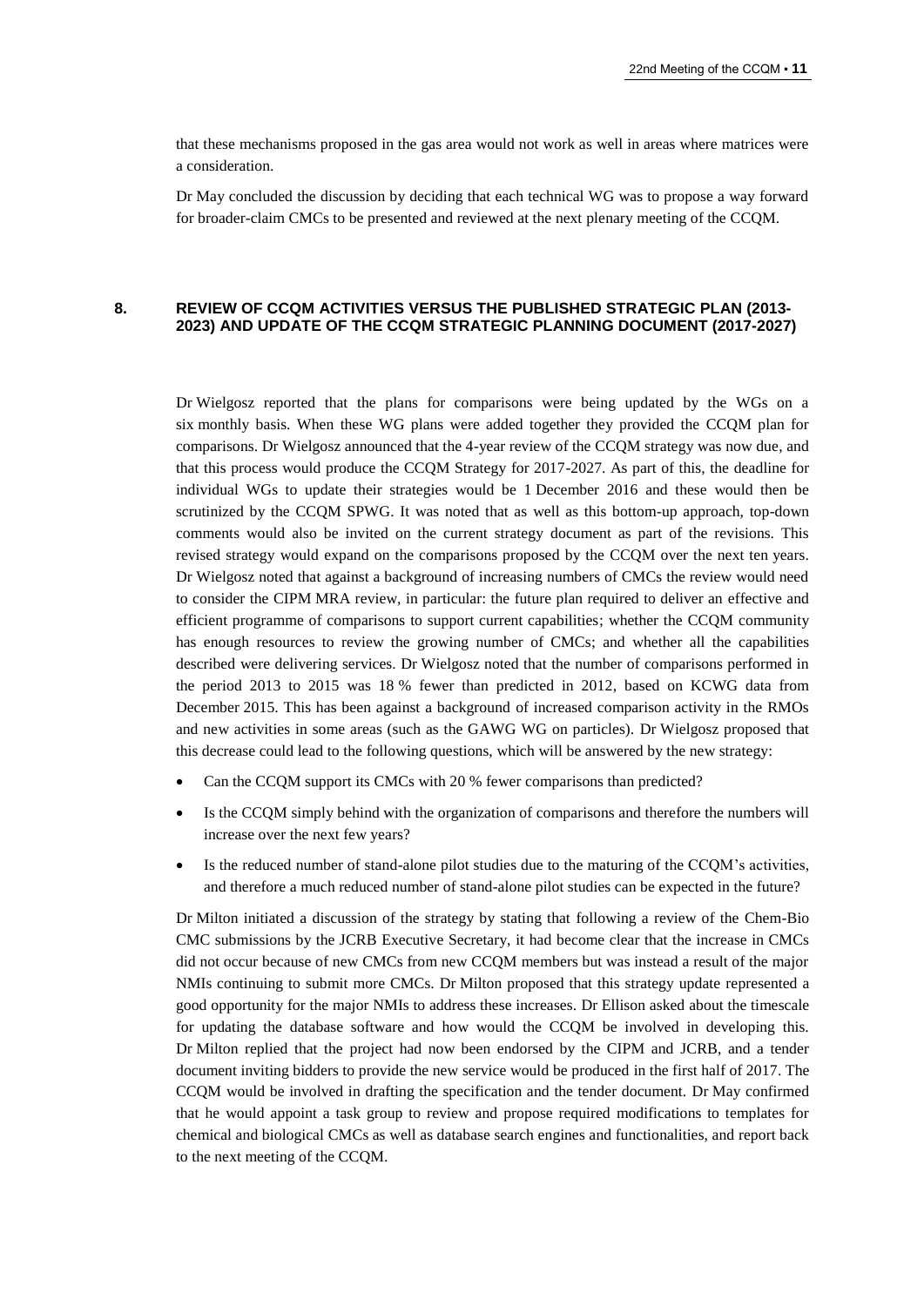that these mechanisms proposed in the gas area would not work as well in areas where matrices were a consideration.

Dr May concluded the discussion by deciding that each technical WG was to propose a way forward for broader-claim CMCs to be presented and reviewed at the next plenary meeting of the CCQM.

## 8. REVIEW OF CCQM ACTIVITIES VERSUS THE PUBLISHED STRATEGIC PLAN (2013-2023) AND UPDATE OF THE CCQM STRATEGIC PLANNING DOCUMENT (2017-2027)

Dr Wielgosz reported that the plans for comparisons were being updated by the WGs on a six monthly basis. When these WG plans were added together they provided the CCQM plan for comparisons. Dr Wielgosz announced that the 4-year review of the CCQM strategy was now due, and that this process would produce the CCQM Strategy for 2017-2027. As part of this, the deadline for individual WGs to update their strategies would be 1 December 2016 and these would then be scrutinized by the CCQM SPWG. It was noted that as well as this bottom-up approach, top-down comments would also be invited on the current strategy document as part of the revisions. This revised strategy would expand on the comparisons proposed by the CCQM over the next ten years. Dr Wielgosz noted that against a background of increasing numbers of CMCs the review would need to consider the CIPM MRA review, in particular: the future plan required to deliver an effective and efficient programme of comparisons to support current capabilities; whether the CCQM community has enough resources to review the growing number of CMCs; and whether all the capabilities described were delivering services. Dr Wielgosz noted that the number of comparisons performed in the period 2013 to 2015 was 18 % fewer than predicted in 2012, based on KCWG data from December 2015. This has been against a background of increased comparison activity in the RMOs and new activities in some areas (such as the GAWG WG on particles). Dr Wielgosz proposed that this decrease could lead to the following questions, which will be answered by the new strategy:

- Can the CCQM support its CMCs with 20 % fewer comparisons than predicted?
- Is the CCQM simply behind with the organization of comparisons and therefore the numbers will increase over the next few years?
- Is the reduced number of stand-alone pilot studies due to the maturing of the CCQM's activities, and therefore a much reduced number of stand-alone pilot studies can be expected in the future?

Dr Milton initiated a discussion of the strategy by stating that following a review of the Chem-Bio CMC submissions by the JCRB Executive Secretary, it had become clear that the increase in CMCs did not occur because of new CMCs from new CCQM members but was instead a result of the major NMIs continuing to submit more CMCs. Dr Milton proposed that this strategy update represented a good opportunity for the major NMIs to address these increases. Dr Ellison asked about the timescale for updating the database software and how would the CCQM be involved in developing this. Dr Milton replied that the project had now been endorsed by the CIPM and JCRB, and a tender document inviting bidders to provide the new service would be produced in the first half of 2017. The CCQM would be involved in drafting the specification and the tender document. Dr May confirmed that he would appoint a task group to review and propose required modifications to templates for chemical and biological CMCs as well as database search engines and functionalities, and report back to the next meeting of the CCQM.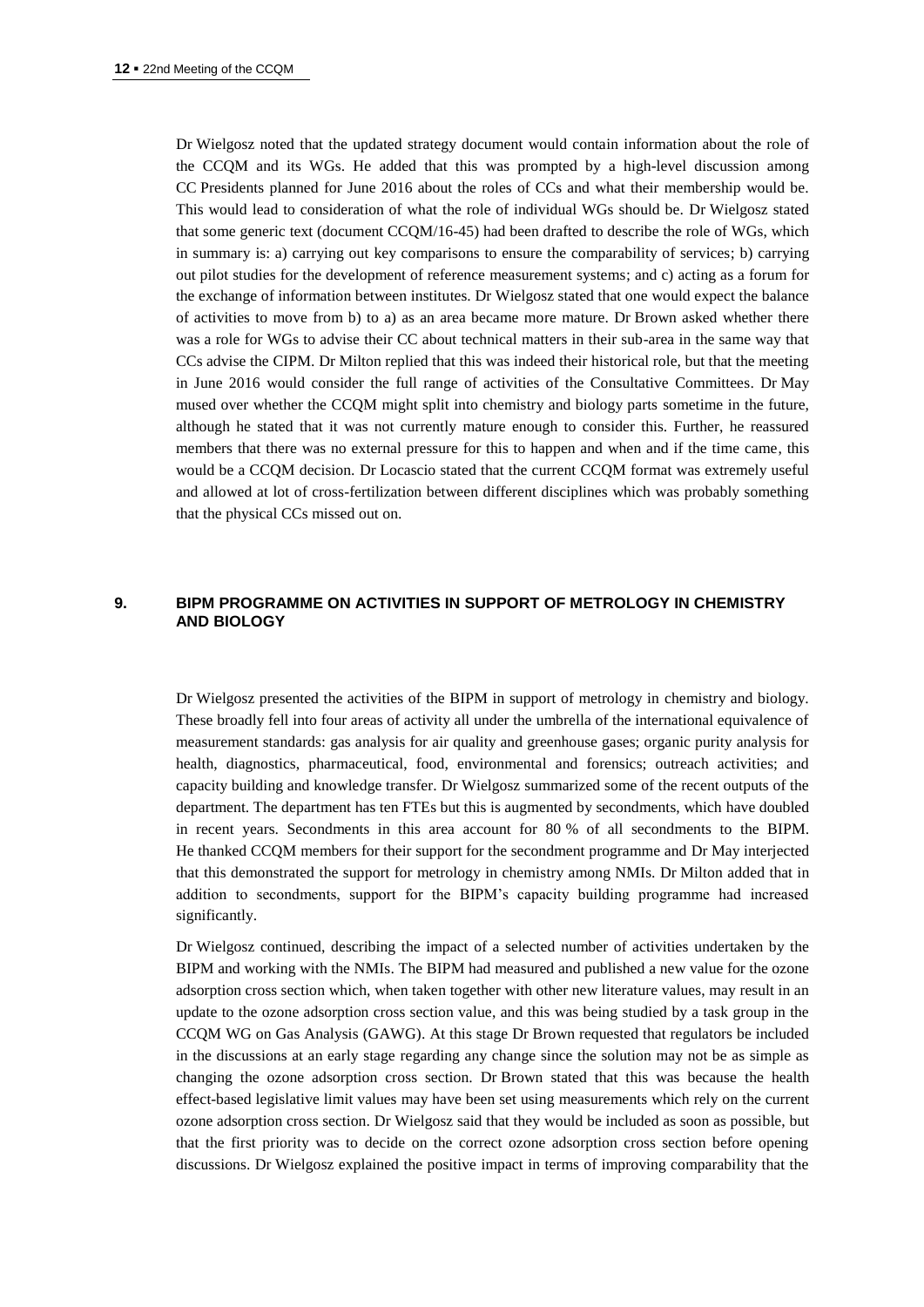Dr Wielgosz noted that the updated strategy document would contain information about the role of the CCQM and its WGs. He added that this was prompted by a high-level discussion among CC Presidents planned for June 2016 about the roles of CCs and what their membership would be. This would lead to consideration of what the role of individual WGs should be. Dr Wielgosz stated that some generic text (document CCQM/16-45) had been drafted to describe the role of WGs, which in summary is: a) carrying out key comparisons to ensure the comparability of services; b) carrying out pilot studies for the development of reference measurement systems; and c) acting as a forum for the exchange of information between institutes. Dr Wielgosz stated that one would expect the balance of activities to move from b) to a) as an area became more mature. Dr Brown asked whether there was a role for WGs to advise their CC about technical matters in their sub-area in the same way that CCs advise the CIPM. Dr Milton replied that this was indeed their historical role, but that the meeting in June 2016 would consider the full range of activities of the Consultative Committees. Dr May mused over whether the CCQM might split into chemistry and biology parts sometime in the future, although he stated that it was not currently mature enough to consider this. Further, he reassured members that there was no external pressure for this to happen and when and if the time came, this would be a CCQM decision. Dr Locascio stated that the current CCQM format was extremely useful and allowed at lot of cross-fertilization between different disciplines which was probably something that the physical CCs missed out on.

## 9. BIPM PROGRAMME ON ACTIVITIES IN SUPPORT OF METROLOGY IN CHEMISTRY AND BIOLOGY

Dr Wielgosz presented the activities of the BIPM in support of metrology in chemistry and biology. These broadly fell into four areas of activity all under the umbrella of the international equivalence of measurement standards: gas analysis for air quality and greenhouse gases; organic purity analysis for health, diagnostics, pharmaceutical, food, environmental and forensics; outreach activities; and capacity building and knowledge transfer. Dr Wielgosz summarized some of the recent outputs of the department. The department has ten FTEs but this is augmented by secondments, which have doubled in recent years. Secondments in this area account for 80 % of all secondments to the BIPM. He thanked CCQM members for their support for the secondment programme and Dr May interjected that this demonstrated the support for metrology in chemistry among NMIs. Dr Milton added that in addition to secondments, support for the BIPM's capacity building programme had increased significantly.

Dr Wielgosz continued, describing the impact of a selected number of activities undertaken by the BIPM and working with the NMIs. The BIPM had measured and published a new value for the ozone adsorption cross section which, when taken together with other new literature values, may result in an update to the ozone adsorption cross section value, and this was being studied by a task group in the CCQM WG on Gas Analysis (GAWG). At this stage Dr Brown requested that regulators be included in the discussions at an early stage regarding any change since the solution may not be as simple as changing the ozone adsorption cross section. Dr Brown stated that this was because the health effect-based legislative limit values may have been set using measurements which rely on the current ozone adsorption cross section. Dr Wielgosz said that they would be included as soon as possible, but that the first priority was to decide on the correct ozone adsorption cross section before opening discussions. Dr Wielgosz explained the positive impact in terms of improving comparability that the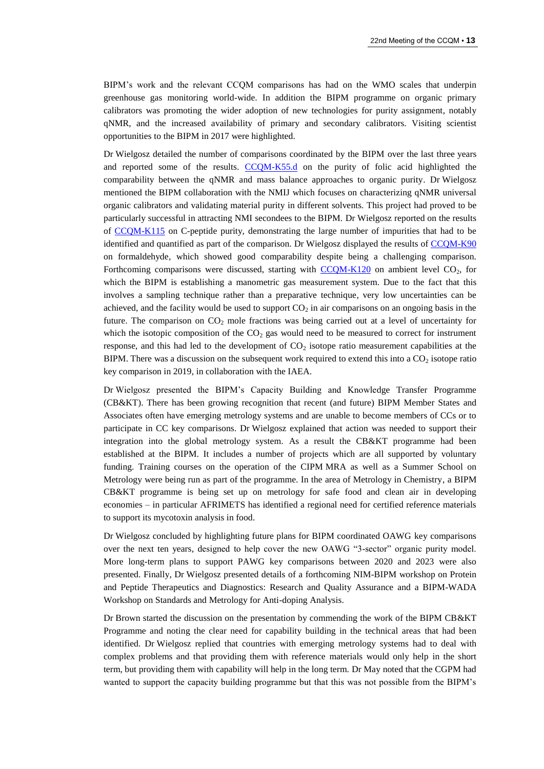BIPM's work and the relevant CCQM comparisons has had on the WMO scales that underpin greenhouse gas monitoring world-wide. In addition the BIPM programme on organic primary calibrators was promoting the wider adoption of new technologies for purity assignment, notably qNMR, and the increased availability of primary and secondary calibrators. Visiting scientist opportunities to the BIPM in 2017 were highlighted.

Dr Wielgosz detailed the number of comparisons coordinated by the BIPM over the last three years and reported some of the results. CCQM-K55.d on the purity of folic acid highlighted the comparability between the qNMR and mass balance approaches to organic purity. Dr Wielgosz mentioned the BIPM collaboration with the NMIJ which focuses on characterizing qNMR universal organic calibrators and validating material purity in different solvents. This project had proved to be particularly successful in attracting NMI secondees to the BIPM. Dr Wielgosz reported on the results of CCQM-K115 on C-peptide purity, demonstrating the large number of impurities that had to be identified and quantified as part of the comparison. Dr Wielgosz displayed the results of CCQM-K90 on formaldehyde, which showed good comparability despite being a challenging comparison. Forthcoming comparisons were discussed, starting with CCQM-K120 on ambient level $CO_2$, for which the BIPM is establishing a manometric gas measurement system. Due to the fact that this involves a sampling technique rather than a preparative technique, very low uncertainties can be achieved, and the facility would be used to support $CO_2$ in air comparisons on an ongoing basis in the future. The comparison on $CO_2$ mole fractions was being carried out at a level of uncertainty for which the isotopic composition of the $CO_2$ gas would need to be measured to correct for instrument response, and this had led to the development of $CO_2$ isotope ratio measurement capabilities at the BIPM. There was a discussion on the subsequent work required to extend this into a $CO_2$ isotope ratio key comparison in 2019, in collaboration with the IAEA.

Dr Wielgosz presented the BIPM's Capacity Building and Knowledge Transfer Programme (CB&KT). There has been growing recognition that recent (and future) BIPM Member States and Associates often have emerging metrology systems and are unable to become members of CCs or to participate in CC key comparisons. Dr Wielgosz explained that action was needed to support their integration into the global metrology system. As a result the CB&KT programme had been established at the BIPM. It includes a number of projects which are all supported by voluntary funding. Training courses on the operation of the CIPM MRA as well as a Summer School on Metrology were being run as part of the programme. In the area of Metrology in Chemistry, a BIPM CB&KT programme is being set up on metrology for safe food and clean air in developing economies – in particular AFRIMETS has identified a regional need for certified reference materials to support its mycotoxin analysis in food.

Dr Wielgosz concluded by highlighting future plans for BIPM coordinated OAWG key comparisons over the next ten years, designed to help cover the new OAWG "3-sector" organic purity model. More long-term plans to support PAWG key comparisons between 2020 and 2023 were also presented. Finally, Dr Wielgosz presented details of a forthcoming NIM-BIPM workshop on Protein and Peptide Therapeutics and Diagnostics: Research and Quality Assurance and a BIPM-WADA Workshop on Standards and Metrology for Anti-doping Analysis.

Dr Brown started the discussion on the presentation by commending the work of the BIPM CB&KT Programme and noting the clear need for capability building in the technical areas that had been identified. Dr Wielgosz replied that countries with emerging metrology systems had to deal with complex problems and that providing them with reference materials would only help in the short term, but providing them with capability will help in the long term. Dr May noted that the CGPM had wanted to support the capacity building programme but that this was not possible from the BIPM's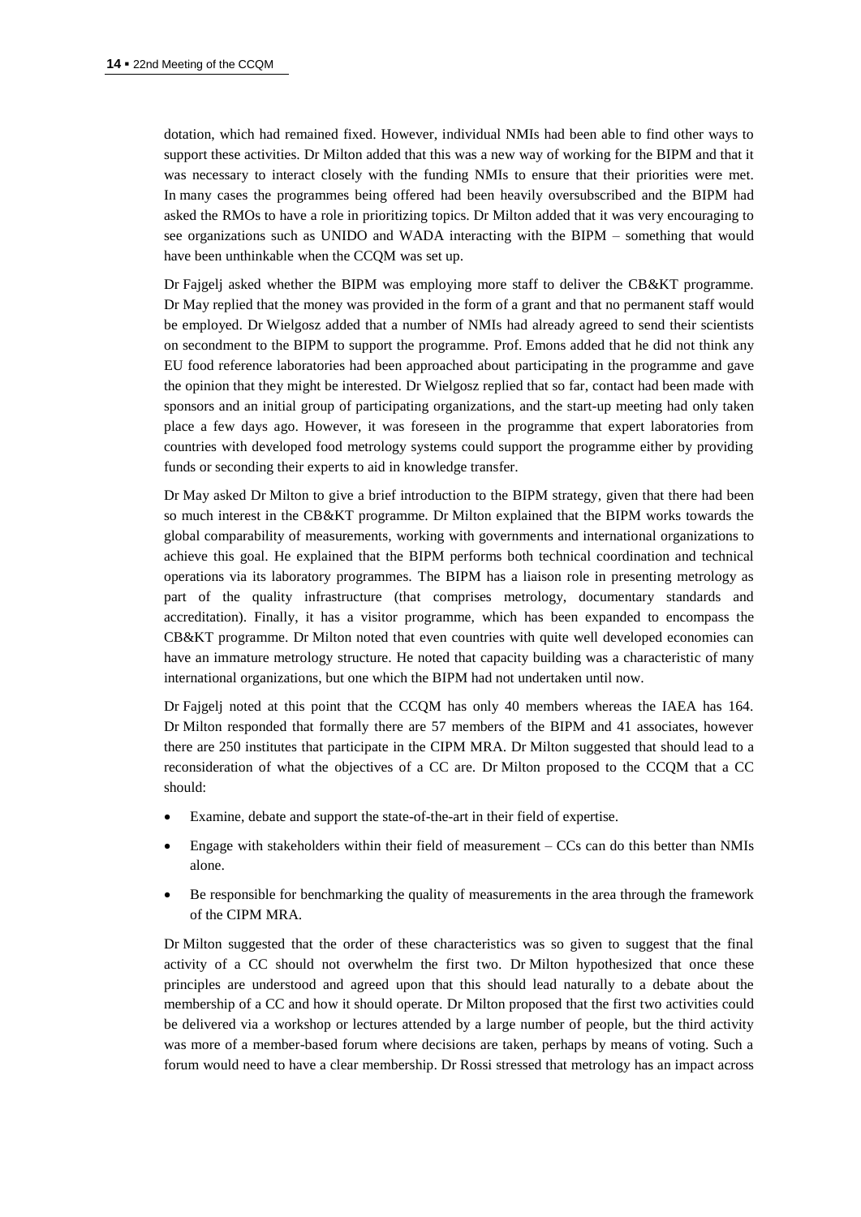dotation, which had remained fixed. However, individual NMIs had been able to find other ways to support these activities. Dr Milton added that this was a new way of working for the BIPM and that it was necessary to interact closely with the funding NMIs to ensure that their priorities were met. In many cases the programmes being offered had been heavily oversubscribed and the BIPM had asked the RMOs to have a role in prioritizing topics. Dr Milton added that it was very encouraging to see organizations such as UNIDO and WADA interacting with the BIPM – something that would have been unthinkable when the CCQM was set up.

Dr Fajgelj asked whether the BIPM was employing more staff to deliver the CB&KT programme. Dr May replied that the money was provided in the form of a grant and that no permanent staff would be employed. Dr Wielgosz added that a number of NMIs had already agreed to send their scientists on secondment to the BIPM to support the programme. Prof. Emons added that he did not think any EU food reference laboratories had been approached about participating in the programme and gave the opinion that they might be interested. Dr Wielgosz replied that so far, contact had been made with sponsors and an initial group of participating organizations, and the start-up meeting had only taken place a few days ago. However, it was foreseen in the programme that expert laboratories from countries with developed food metrology systems could support the programme either by providing funds or seconding their experts to aid in knowledge transfer.

Dr May asked Dr Milton to give a brief introduction to the BIPM strategy, given that there had been so much interest in the CB&KT programme. Dr Milton explained that the BIPM works towards the global comparability of measurements, working with governments and international organizations to achieve this goal. He explained that the BIPM performs both technical coordination and technical operations via its laboratory programmes. The BIPM has a liaison role in presenting metrology as part of the quality infrastructure (that comprises metrology, documentary standards and accreditation). Finally, it has a visitor programme, which has been expanded to encompass the CB&KT programme. Dr Milton noted that even countries with quite well developed economies can have an immature metrology structure. He noted that capacity building was a characteristic of many international organizations, but one which the BIPM had not undertaken until now.

Dr Fajgelj noted at this point that the CCQM has only 40 members whereas the IAEA has 164. Dr Milton responded that formally there are 57 members of the BIPM and 41 associates, however there are 250 institutes that participate in the CIPM MRA. Dr Milton suggested that should lead to a reconsideration of what the objectives of a CC are. Dr Milton proposed to the CCQM that a CC should:

- Examine, debate and support the state-of-the-art in their field of expertise.
- Engage with stakeholders within their field of measurement – CCs can do this better than NMIs alone.
- Be responsible for benchmarking the quality of measurements in the area through the framework of the CIPM MRA.

Dr Milton suggested that the order of these characteristics was so given to suggest that the final activity of a CC should not overwhelm the first two. Dr Milton hypothesized that once these principles are understood and agreed upon that this should lead naturally to a debate about the membership of a CC and how it should operate. Dr Milton proposed that the first two activities could be delivered via a workshop or lectures attended by a large number of people, but the third activity was more of a member-based forum where decisions are taken, perhaps by means of voting. Such a forum would need to have a clear membership. Dr Rossi stressed that metrology has an impact across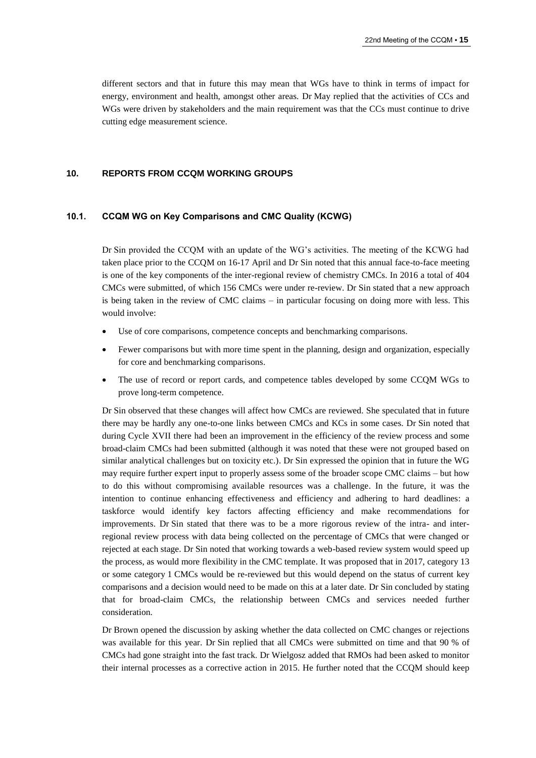different sectors and that in future this may mean that WGs have to think in terms of impact for energy, environment and health, amongst other areas. Dr May replied that the activities of CCs and WGs were driven by stakeholders and the main requirement was that the CCs must continue to drive cutting edge measurement science.

## 10. REPORTS FROM CCQM WORKING GROUPS

### 10.1. CCQM WG on Key Comparisons and CMC Quality (KCWG)

Dr Sin provided the CCQM with an update of the WG's activities. The meeting of the KCWG had taken place prior to the CCQM on 16-17 April and Dr Sin noted that this annual face-to-face meeting is one of the key components of the inter-regional review of chemistry CMCs. In 2016 a total of 404 CMCs were submitted, of which 156 CMCs were under re-review. Dr Sin stated that a new approach is being taken in the review of CMC claims – in particular focusing on doing more with less. This would involve:

- Use of core comparisons, competence concepts and benchmarking comparisons.
- Fewer comparisons but with more time spent in the planning, design and organization, especially for core and benchmarking comparisons.
- The use of record or report cards, and competence tables developed by some CCQM WGs to prove long-term competence.

Dr Sin observed that these changes will affect how CMCs are reviewed. She speculated that in future there may be hardly any one-to-one links between CMCs and KCs in some cases. Dr Sin noted that during Cycle XVII there had been an improvement in the efficiency of the review process and some broad-claim CMCs had been submitted (although it was noted that these were not grouped based on similar analytical challenges but on toxicity etc.). Dr Sin expressed the opinion that in future the WG may require further expert input to properly assess some of the broader scope CMC claims – but how to do this without compromising available resources was a challenge. In the future, it was the intention to continue enhancing effectiveness and efficiency and adhering to hard deadlines: a taskforce would identify key factors affecting efficiency and make recommendations for improvements. Dr Sin stated that there was to be a more rigorous review of the intra- and inter-regional review process with data being collected on the percentage of CMCs that were changed or rejected at each stage. Dr Sin noted that working towards a web-based review system would speed up the process, as would more flexibility in the CMC template. It was proposed that in 2017, category 13 or some category 1 CMCs would be re-reviewed but this would depend on the status of current key comparisons and a decision would need to be made on this at a later date. Dr Sin concluded by stating that for broad-claim CMCs, the relationship between CMCs and services needed further consideration.

Dr Brown opened the discussion by asking whether the data collected on CMC changes or rejections was available for this year. Dr Sin replied that all CMCs were submitted on time and that 90 % of CMCs had gone straight into the fast track. Dr Wielgosz added that RMOs had been asked to monitor their internal processes as a corrective action in 2015. He further noted that the CCQM should keep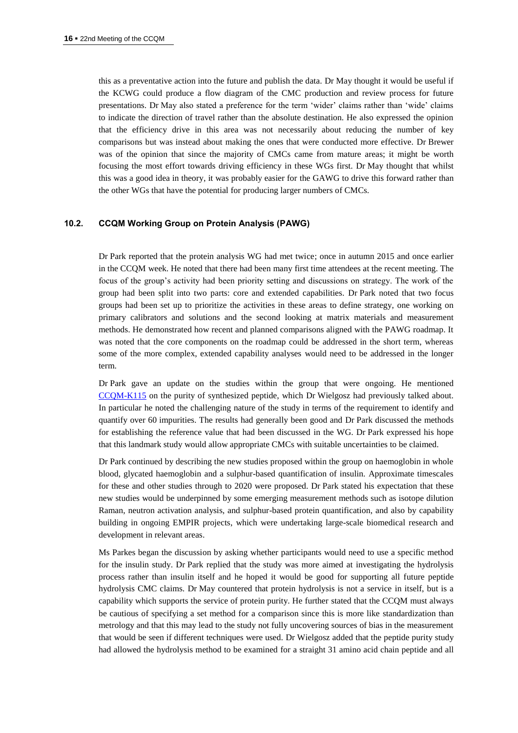this as a preventative action into the future and publish the data. Dr May thought it would be useful if the KCWG could produce a flow diagram of the CMC production and review process for future presentations. Dr May also stated a preference for the term 'wider' claims rather than 'wide' claims to indicate the direction of travel rather than the absolute destination. He also expressed the opinion that the efficiency drive in this area was not necessarily about reducing the number of key comparisons but was instead about making the ones that were conducted more effective. Dr Brewer was of the opinion that since the majority of CMCs came from mature areas; it might be worth focusing the most effort towards driving efficiency in these WGs first. Dr May thought that whilst this was a good idea in theory, it was probably easier for the GAWG to drive this forward rather than the other WGs that have the potential for producing larger numbers of CMCs.

### 10.2. CCQM Working Group on Protein Analysis (PAWG)

Dr Park reported that the protein analysis WG had met twice; once in autumn 2015 and once earlier in the CCQM week. He noted that there had been many first time attendees at the recent meeting. The focus of the group's activity had been priority setting and discussions on strategy. The work of the group had been split into two parts: core and extended capabilities. Dr Park noted that two focus groups had been set up to prioritize the activities in these areas to define strategy, one working on primary calibrators and solutions and the second looking at matrix materials and measurement methods. He demonstrated how recent and planned comparisons aligned with the PAWG roadmap. It was noted that the core components on the roadmap could be addressed in the short term, whereas some of the more complex, extended capability analyses would need to be addressed in the longer term.

Dr Park gave an update on the studies within the group that were ongoing. He mentioned CCQM-K115 on the purity of synthesized peptide, which Dr Wielgosz had previously talked about. In particular he noted the challenging nature of the study in terms of the requirement to identify and quantify over 60 impurities. The results had generally been good and Dr Park discussed the methods for establishing the reference value that had been discussed in the WG. Dr Park expressed his hope that this landmark study would allow appropriate CMCs with suitable uncertainties to be claimed.

Dr Park continued by describing the new studies proposed within the group on haemoglobin in whole blood, glycated haemoglobin and a sulphur-based quantification of insulin. Approximate timescales for these and other studies through to 2020 were proposed. Dr Park stated his expectation that these new studies would be underpinned by some emerging measurement methods such as isotope dilution Raman, neutron activation analysis, and sulphur-based protein quantification, and also by capability building in ongoing EMPIR projects, which were undertaking large-scale biomedical research and development in relevant areas.

Ms Parkes began the discussion by asking whether participants would need to use a specific method for the insulin study. Dr Park replied that the study was more aimed at investigating the hydrolysis process rather than insulin itself and he hoped it would be good for supporting all future peptide hydrolysis CMC claims. Dr May countered that protein hydrolysis is not a service in itself, but is a capability which supports the service of protein purity. He further stated that the CCQM must always be cautious of specifying a set method for a comparison since this is more like standardization than metrology and that this may lead to the study not fully uncovering sources of bias in the measurement that would be seen if different techniques were used. Dr Wielgosz added that the peptide purity study had allowed the hydrolysis method to be examined for a straight 31 amino acid chain peptide and all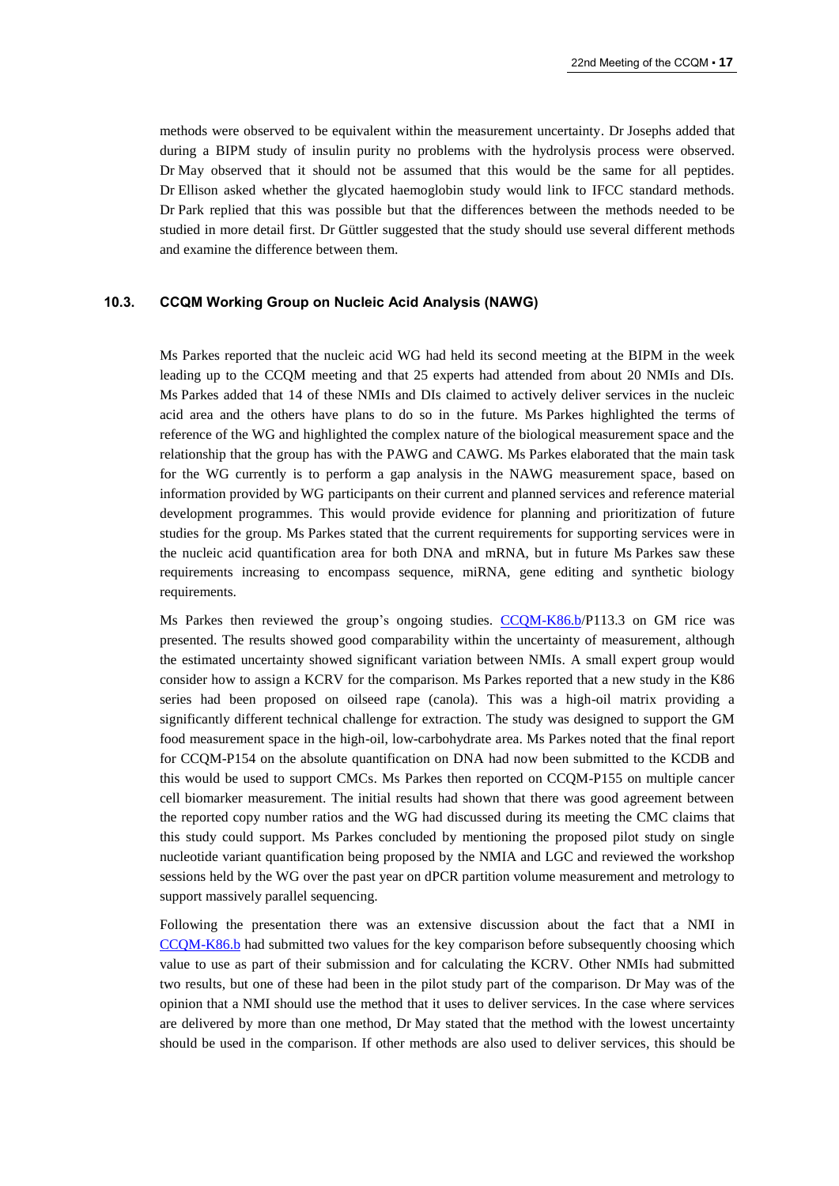methods were observed to be equivalent within the measurement uncertainty. Dr Josephs added that during a BIPM study of insulin purity no problems with the hydrolysis process were observed. Dr May observed that it should not be assumed that this would be the same for all peptides. Dr Ellison asked whether the glycated haemoglobin study would link to IFCC standard methods. Dr Park replied that this was possible but that the differences between the methods needed to be studied in more detail first. Dr Güttler suggested that the study should use several different methods and examine the difference between them.

### 10.3. CCQM Working Group on Nucleic Acid Analysis (NAWG)

Ms Parkes reported that the nucleic acid WG had held its second meeting at the BIPM in the week leading up to the CCQM meeting and that 25 experts had attended from about 20 NMIs and DIs. Ms Parkes added that 14 of these NMIs and DIs claimed to actively deliver services in the nucleic acid area and the others have plans to do so in the future. Ms Parkes highlighted the terms of reference of the WG and highlighted the complex nature of the biological measurement space and the relationship that the group has with the PAWG and CAWG. Ms Parkes elaborated that the main task for the WG currently is to perform a gap analysis in the NAWG measurement space, based on information provided by WG participants on their current and planned services and reference material development programmes. This would provide evidence for planning and prioritization of future studies for the group. Ms Parkes stated that the current requirements for supporting services were in the nucleic acid quantification area for both DNA and mRNA, but in future Ms Parkes saw these requirements increasing to encompass sequence, miRNA, gene editing and synthetic biology requirements.

Ms Parkes then reviewed the group's ongoing studies. CCQM-K86.b/P113.3 on GM rice was presented. The results showed good comparability within the uncertainty of measurement, although the estimated uncertainty showed significant variation between NMIs. A small expert group would consider how to assign a KCRV for the comparison. Ms Parkes reported that a new study in the K86 series had been proposed on oilseed rape (canola). This was a high-oil matrix providing a significantly different technical challenge for extraction. The study was designed to support the GM food measurement space in the high-oil, low-carbohydrate area. Ms Parkes noted that the final report for CCQM-P154 on the absolute quantification on DNA had now been submitted to the KCDB and this would be used to support CMCs. Ms Parkes then reported on CCQM-P155 on multiple cancer cell biomarker measurement. The initial results had shown that there was good agreement between the reported copy number ratios and the WG had discussed during its meeting the CMC claims that this study could support. Ms Parkes concluded by mentioning the proposed pilot study on single nucleotide variant quantification being proposed by the NMIA and LGC and reviewed the workshop sessions held by the WG over the past year on dPCR partition volume measurement and metrology to support massively parallel sequencing.

Following the presentation there was an extensive discussion about the fact that a NMI in CCQM-K86.b had submitted two values for the key comparison before subsequently choosing which value to use as part of their submission and for calculating the KCRV. Other NMIs had submitted two results, but one of these had been in the pilot study part of the comparison. Dr May was of the opinion that a NMI should use the method that it uses to deliver services. In the case where services are delivered by more than one method, Dr May stated that the method with the lowest uncertainty should be used in the comparison. If other methods are also used to deliver services, this should be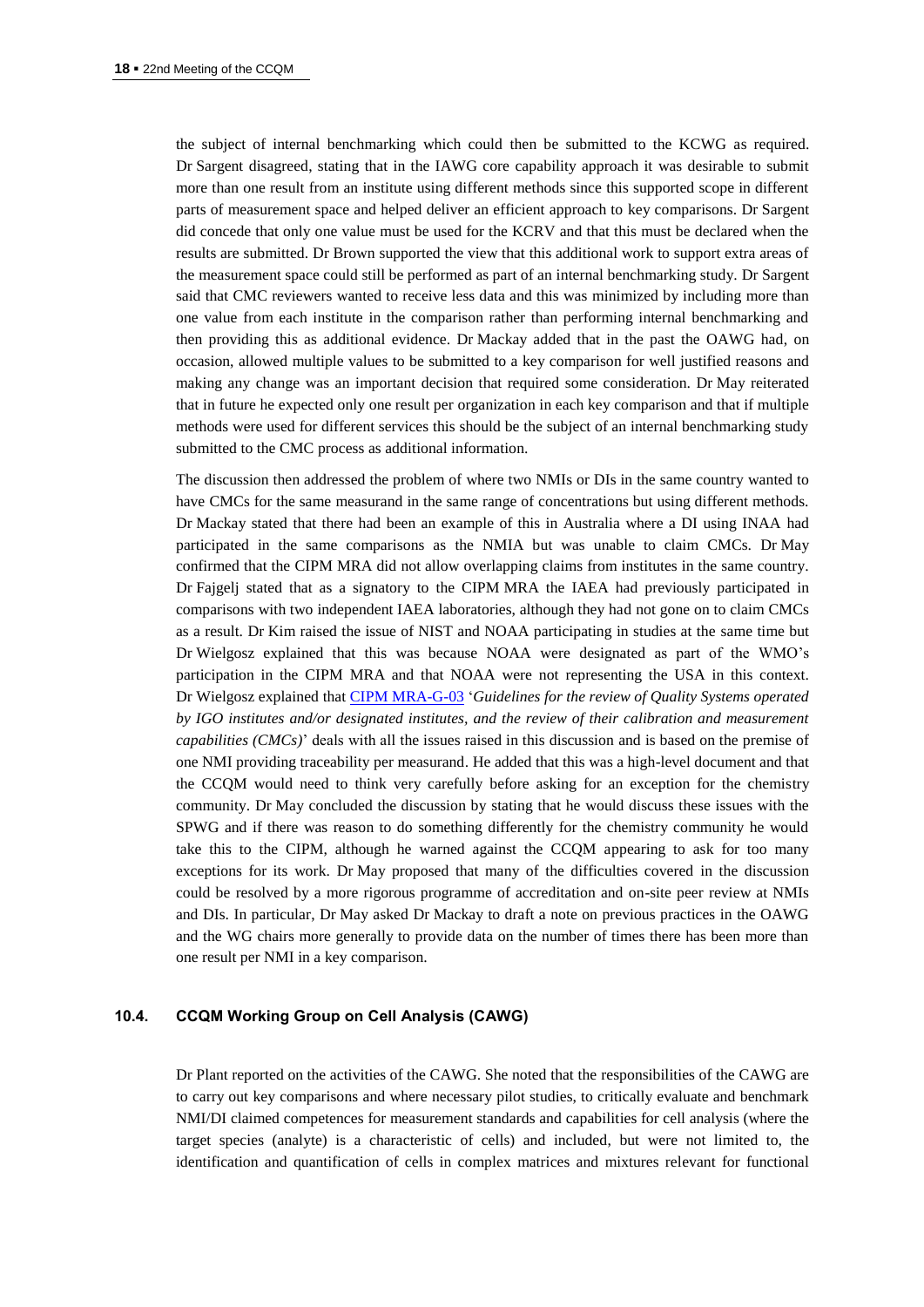the subject of internal benchmarking which could then be submitted to the KCWG as required. Dr Sargent disagreed, stating that in the IAWG core capability approach it was desirable to submit more than one result from an institute using different methods since this supported scope in different parts of measurement space and helped deliver an efficient approach to key comparisons. Dr Sargent did concede that only one value must be used for the KCRV and that this must be declared when the results are submitted. Dr Brown supported the view that this additional work to support extra areas of the measurement space could still be performed as part of an internal benchmarking study. Dr Sargent said that CMC reviewers wanted to receive less data and this was minimized by including more than one value from each institute in the comparison rather than performing internal benchmarking and then providing this as additional evidence. Dr Mackay added that in the past the OAWG had, on occasion, allowed multiple values to be submitted to a key comparison for well justified reasons and making any change was an important decision that required some consideration. Dr May reiterated that in future he expected only one result per organization in each key comparison and that if multiple methods were used for different services this should be the subject of an internal benchmarking study submitted to the CMC process as additional information.

The discussion then addressed the problem of where two NMIs or DIs in the same country wanted to have CMCs for the same measurand in the same range of concentrations but using different methods. Dr Mackay stated that there had been an example of this in Australia where a DI using INAA had participated in the same comparisons as the NMIA but was unable to claim CMCs. Dr May confirmed that the CIPM MRA did not allow overlapping claims from institutes in the same country. Dr Fajgelj stated that as a signatory to the CIPM MRA the IAEA had previously participated in comparisons with two independent IAEA laboratories, although they had not gone on to claim CMCs as a result. Dr Kim raised the issue of NIST and NOAA participating in studies at the same time but Dr Wielgosz explained that this was because NOAA were designated as part of the WMO's participation in the CIPM MRA and that NOAA were not representing the USA in this context. Dr Wielgosz explained that CIPM MRA-G-03 '*Guidelines for the review of Quality Systems operated by IGO institutes and/or designated institutes, and the review of their calibration and measurement capabilities (CMCs)*' deals with all the issues raised in this discussion and is based on the premise of one NMI providing traceability per measurand. He added that this was a high-level document and that the CCQM would need to think very carefully before asking for an exception for the chemistry community. Dr May concluded the discussion by stating that he would discuss these issues with the SPWG and if there was reason to do something differently for the chemistry community he would take this to the CIPM, although he warned against the CCQM appearing to ask for too many exceptions for its work. Dr May proposed that many of the difficulties covered in the discussion could be resolved by a more rigorous programme of accreditation and on-site peer review at NMIs and DIs. In particular, Dr May asked Dr Mackay to draft a note on previous practices in the OAWG and the WG chairs more generally to provide data on the number of times there has been more than one result per NMI in a key comparison.

### 10.4. CCQM Working Group on Cell Analysis (CAWG)

Dr Plant reported on the activities of the CAWG. She noted that the responsibilities of the CAWG are to carry out key comparisons and where necessary pilot studies, to critically evaluate and benchmark NMI/DI claimed competences for measurement standards and capabilities for cell analysis (where the target species (analyte) is a characteristic of cells) and included, but were not limited to, the identification and quantification of cells in complex matrices and mixtures relevant for functional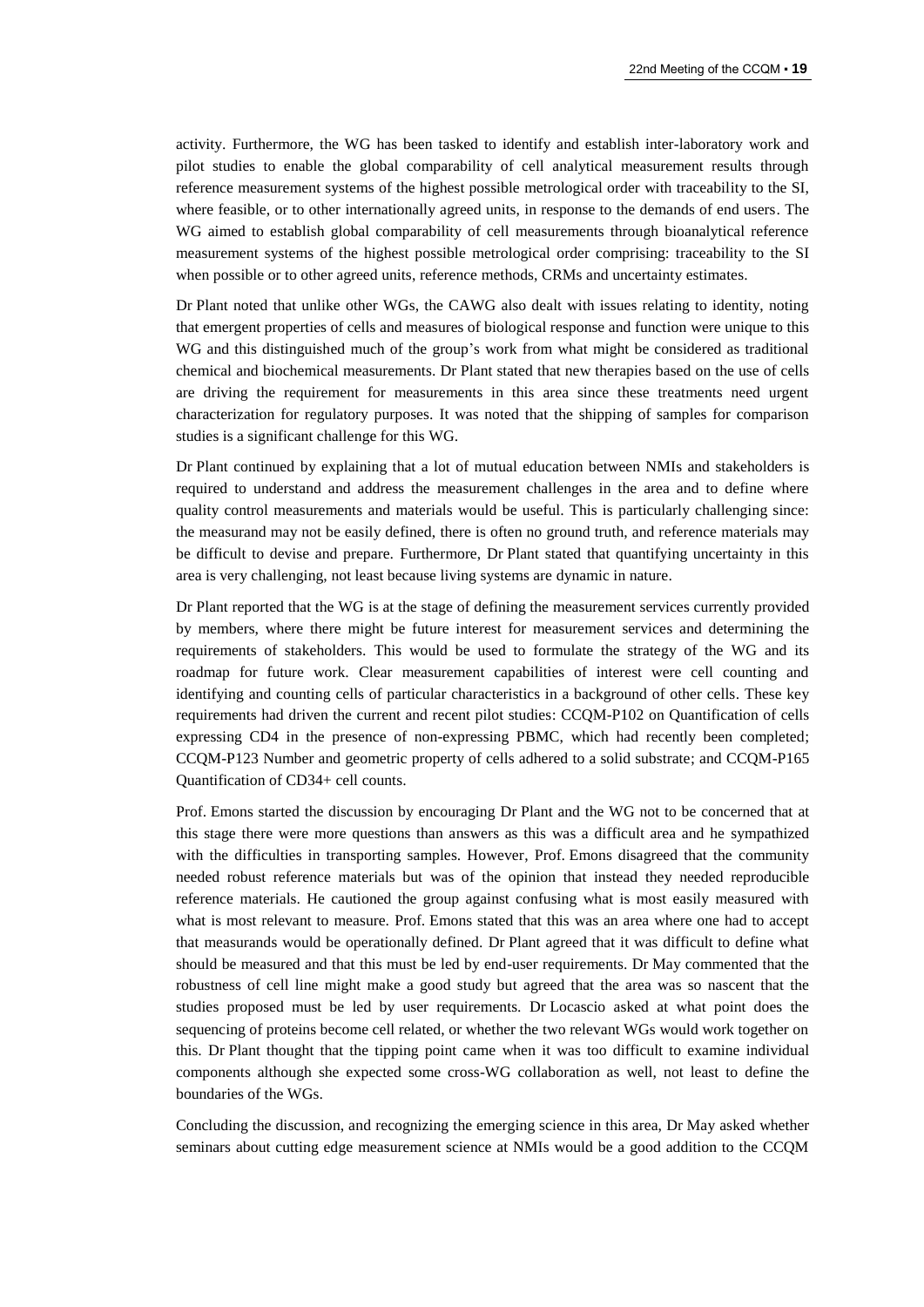activity. Furthermore, the WG has been tasked to identify and establish inter-laboratory work and pilot studies to enable the global comparability of cell analytical measurement results through reference measurement systems of the highest possible metrological order with traceability to the SI, where feasible, or to other internationally agreed units, in response to the demands of end users. The WG aimed to establish global comparability of cell measurements through bioanalytical reference measurement systems of the highest possible metrological order comprising: traceability to the SI when possible or to other agreed units, reference methods, CRMs and uncertainty estimates.

Dr Plant noted that unlike other WGs, the CAWG also dealt with issues relating to identity, noting that emergent properties of cells and measures of biological response and function were unique to this WG and this distinguished much of the group's work from what might be considered as traditional chemical and biochemical measurements. Dr Plant stated that new therapies based on the use of cells are driving the requirement for measurements in this area since these treatments need urgent characterization for regulatory purposes. It was noted that the shipping of samples for comparison studies is a significant challenge for this WG.

Dr Plant continued by explaining that a lot of mutual education between NMIs and stakeholders is required to understand and address the measurement challenges in the area and to define where quality control measurements and materials would be useful. This is particularly challenging since: the measurand may not be easily defined, there is often no ground truth, and reference materials may be difficult to devise and prepare. Furthermore, Dr Plant stated that quantifying uncertainty in this area is very challenging, not least because living systems are dynamic in nature.

Dr Plant reported that the WG is at the stage of defining the measurement services currently provided by members, where there might be future interest for measurement services and determining the requirements of stakeholders. This would be used to formulate the strategy of the WG and its roadmap for future work. Clear measurement capabilities of interest were cell counting and identifying and counting cells of particular characteristics in a background of other cells. These key requirements had driven the current and recent pilot studies: CCQM-P102 on Quantification of cells expressing CD4 in the presence of non-expressing PBMC, which had recently been completed; CCQM-P123 Number and geometric property of cells adhered to a solid substrate; and CCQM-P165 Quantification of CD34+ cell counts.

Prof. Emons started the discussion by encouraging Dr Plant and the WG not to be concerned that at this stage there were more questions than answers as this was a difficult area and he sympathized with the difficulties in transporting samples. However, Prof. Emons disagreed that the community needed robust reference materials but was of the opinion that instead they needed reproducible reference materials. He cautioned the group against confusing what is most easily measured with what is most relevant to measure. Prof. Emons stated that this was an area where one had to accept that measurands would be operationally defined. Dr Plant agreed that it was difficult to define what should be measured and that this must be led by end-user requirements. Dr May commented that the robustness of cell line might make a good study but agreed that the area was so nascent that the studies proposed must be led by user requirements. Dr Locascio asked at what point does the sequencing of proteins become cell related, or whether the two relevant WGs would work together on this. Dr Plant thought that the tipping point came when it was too difficult to examine individual components although she expected some cross-WG collaboration as well, not least to define the boundaries of the WGs.

Concluding the discussion, and recognizing the emerging science in this area, Dr May asked whether seminars about cutting edge measurement science at NMIs would be a good addition to the CCQM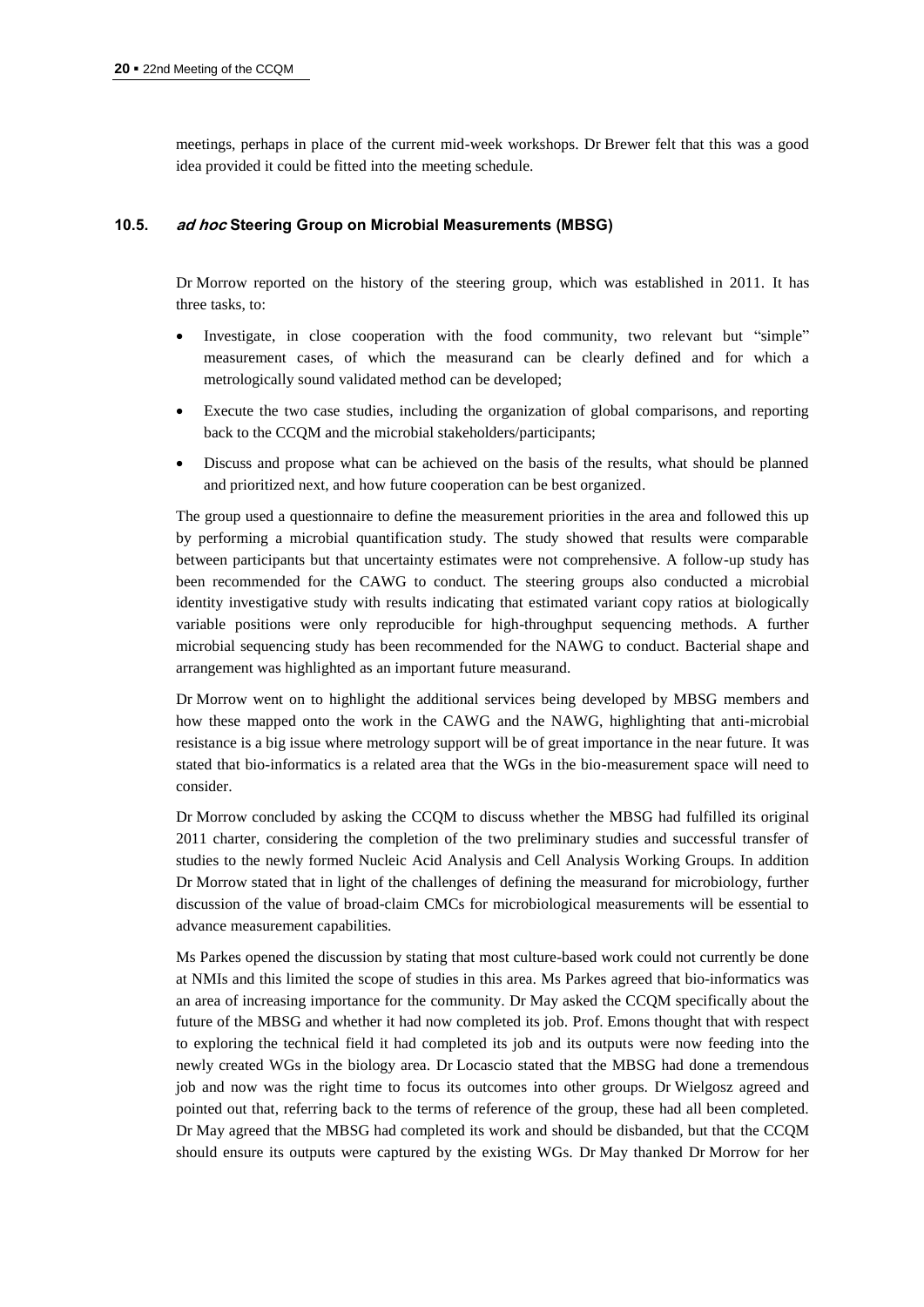meetings, perhaps in place of the current mid-week workshops. Dr Brewer felt that this was a good idea provided it could be fitted into the meeting schedule.

### 10.5. *ad hoc* Steering Group on Microbial Measurements (MBSG)

Dr Morrow reported on the history of the steering group, which was established in 2011. It has three tasks, to:

- Investigate, in close cooperation with the food community, two relevant but "simple" measurement cases, of which the measurand can be clearly defined and for which a metrologically sound validated method can be developed;
- Execute the two case studies, including the organization of global comparisons, and reporting back to the CCQM and the microbial stakeholders/participants;
- Discuss and propose what can be achieved on the basis of the results, what should be planned and prioritized next, and how future cooperation can be best organized.

The group used a questionnaire to define the measurement priorities in the area and followed this up by performing a microbial quantification study. The study showed that results were comparable between participants but that uncertainty estimates were not comprehensive. A follow-up study has been recommended for the CAWG to conduct. The steering groups also conducted a microbial identity investigative study with results indicating that estimated variant copy ratios at biologically variable positions were only reproducible for high-throughput sequencing methods. A further microbial sequencing study has been recommended for the NAWG to conduct. Bacterial shape and arrangement was highlighted as an important future measurand.

Dr Morrow went on to highlight the additional services being developed by MBSG members and how these mapped onto the work in the CAWG and the NAWG, highlighting that anti-microbial resistance is a big issue where metrology support will be of great importance in the near future. It was stated that bio-informatics is a related area that the WGs in the bio-measurement space will need to consider.

Dr Morrow concluded by asking the CCQM to discuss whether the MBSG had fulfilled its original 2011 charter, considering the completion of the two preliminary studies and successful transfer of studies to the newly formed Nucleic Acid Analysis and Cell Analysis Working Groups. In addition Dr Morrow stated that in light of the challenges of defining the measurand for microbiology, further discussion of the value of broad-claim CMCs for microbiological measurements will be essential to advance measurement capabilities.

Ms Parkes opened the discussion by stating that most culture-based work could not currently be done at NMIs and this limited the scope of studies in this area. Ms Parkes agreed that bio-informatics was an area of increasing importance for the community. Dr May asked the CCQM specifically about the future of the MBSG and whether it had now completed its job. Prof. Emons thought that with respect to exploring the technical field it had completed its job and its outputs were now feeding into the newly created WGs in the biology area. Dr Locascio stated that the MBSG had done a tremendous job and now was the right time to focus its outcomes into other groups. Dr Wielgosz agreed and pointed out that, referring back to the terms of reference of the group, these had all been completed. Dr May agreed that the MBSG had completed its work and should be disbanded, but that the CCQM should ensure its outputs were captured by the existing WGs. Dr May thanked Dr Morrow for her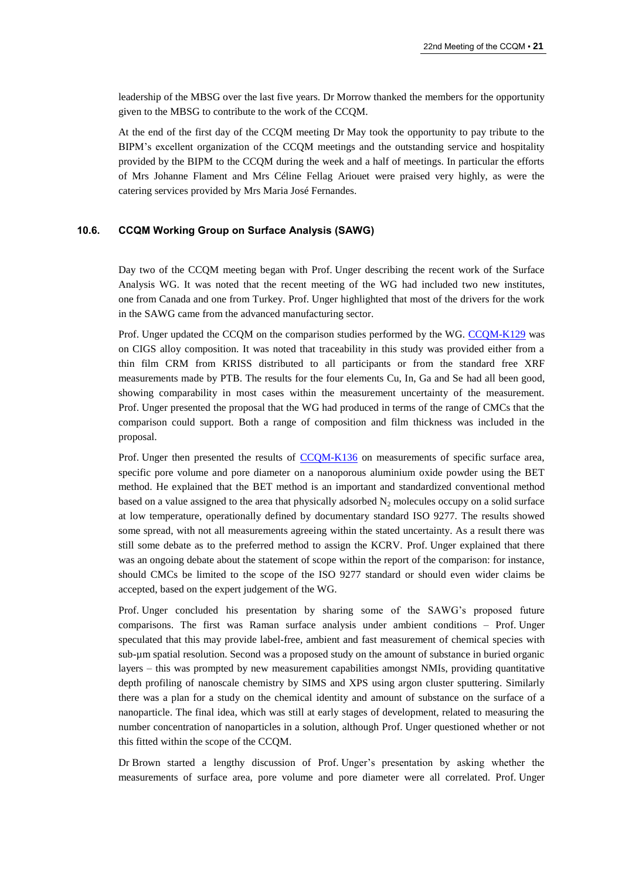leadership of the MBSG over the last five years. Dr Morrow thanked the members for the opportunity given to the MBSG to contribute to the work of the CCQM.

At the end of the first day of the CCQM meeting Dr May took the opportunity to pay tribute to the BIPM's excellent organization of the CCQM meetings and the outstanding service and hospitality provided by the BIPM to the CCQM during the week and a half of meetings. In particular the efforts of Mrs Johanne Flament and Mrs Céline Fellag Ariouet were praised very highly, as were the catering services provided by Mrs Maria José Fernandes.

### 10.6. CCQM Working Group on Surface Analysis (SAWG)

Day two of the CCQM meeting began with Prof. Unger describing the recent work of the Surface Analysis WG. It was noted that the recent meeting of the WG had included two new institutes, one from Canada and one from Turkey. Prof. Unger highlighted that most of the drivers for the work in the SAWG came from the advanced manufacturing sector.

Prof. Unger updated the CCQM on the comparison studies performed by the WG. CCQM-K129 was on CIGS alloy composition. It was noted that traceability in this study was provided either from a thin film CRM from KRISS distributed to all participants or from the standard free XRF measurements made by PTB. The results for the four elements Cu, In, Ga and Se had all been good, showing comparability in most cases within the measurement uncertainty of the measurement. Prof. Unger presented the proposal that the WG had produced in terms of the range of CMCs that the comparison could support. Both a range of composition and film thickness was included in the proposal.

Prof. Unger then presented the results of CCQM-K136 on measurements of specific surface area, specific pore volume and pore diameter on a nanoporous aluminium oxide powder using the BET method. He explained that the BET method is an important and standardized conventional method based on a value assigned to the area that physically adsorbed $N_2$ molecules occupy on a solid surface at low temperature, operationally defined by documentary standard ISO 9277. The results showed some spread, with not all measurements agreeing within the stated uncertainty. As a result there was still some debate as to the preferred method to assign the KCRV. Prof. Unger explained that there was an ongoing debate about the statement of scope within the report of the comparison: for instance, should CMCs be limited to the scope of the ISO 9277 standard or should even wider claims be accepted, based on the expert judgement of the WG.

Prof. Unger concluded his presentation by sharing some of the SAWG's proposed future comparisons. The first was Raman surface analysis under ambient conditions – Prof. Unger speculated that this may provide label-free, ambient and fast measurement of chemical species with sub-µm spatial resolution. Second was a proposed study on the amount of substance in buried organic layers – this was prompted by new measurement capabilities amongst NMIs, providing quantitative depth profiling of nanoscale chemistry by SIMS and XPS using argon cluster sputtering. Similarly there was a plan for a study on the chemical identity and amount of substance on the surface of a nanoparticle. The final idea, which was still at early stages of development, related to measuring the number concentration of nanoparticles in a solution, although Prof. Unger questioned whether or not this fitted within the scope of the CCQM.

Dr Brown started a lengthy discussion of Prof. Unger's presentation by asking whether the measurements of surface area, pore volume and pore diameter were all correlated. Prof. Unger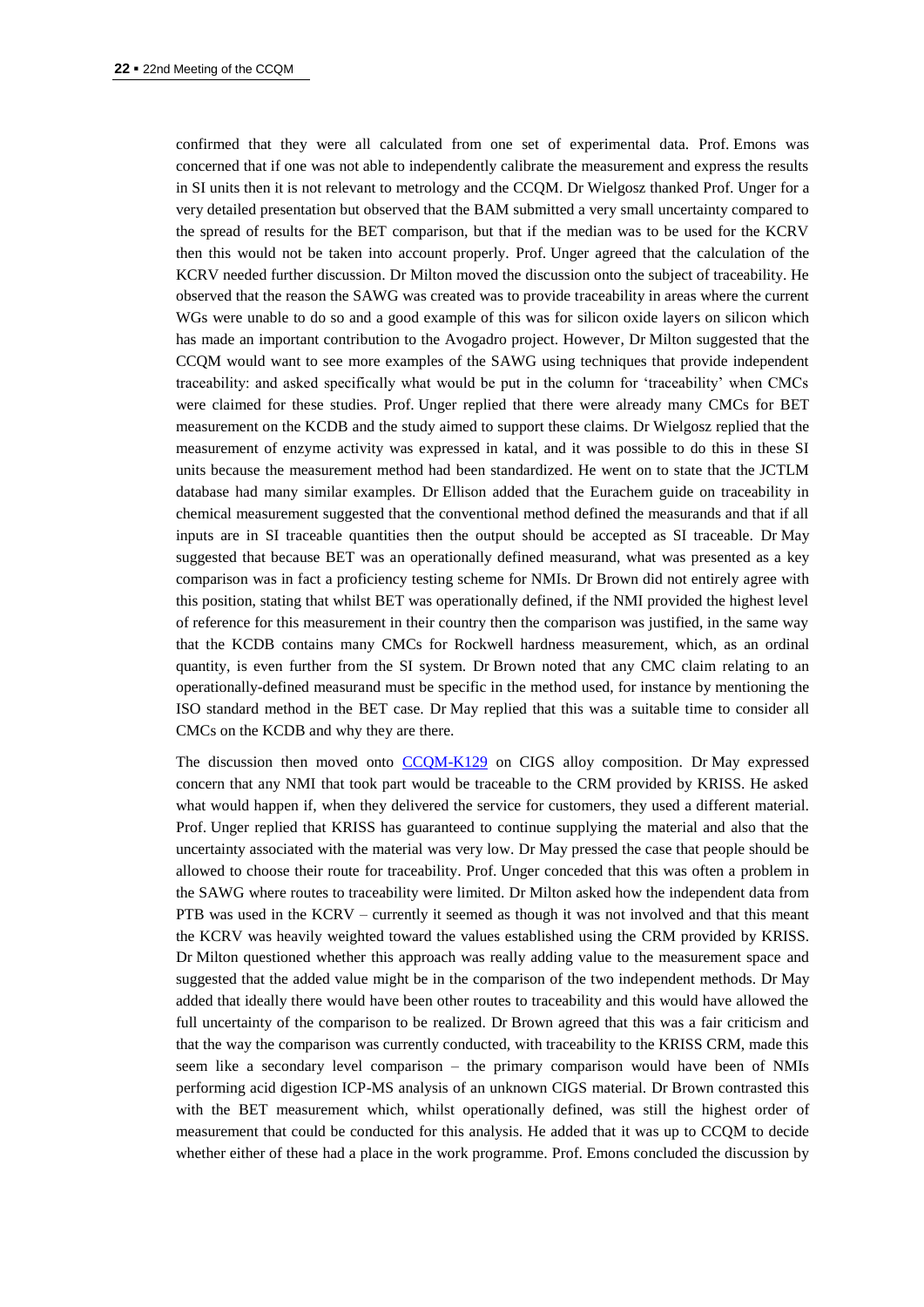confirmed that they were all calculated from one set of experimental data. Prof. Emons was concerned that if one was not able to independently calibrate the measurement and express the results in SI units then it is not relevant to metrology and the CCQM. Dr Wielgosz thanked Prof. Unger for a very detailed presentation but observed that the BAM submitted a very small uncertainty compared to the spread of results for the BET comparison, but that if the median was to be used for the KCRV then this would not be taken into account properly. Prof. Unger agreed that the calculation of the KCRV needed further discussion. Dr Milton moved the discussion onto the subject of traceability. He observed that the reason the SAWG was created was to provide traceability in areas where the current WGs were unable to do so and a good example of this was for silicon oxide layers on silicon which has made an important contribution to the Avogadro project. However, Dr Milton suggested that the CCQM would want to see more examples of the SAWG using techniques that provide independent traceability: and asked specifically what would be put in the column for 'traceability' when CMCs were claimed for these studies. Prof. Unger replied that there were already many CMCs for BET measurement on the KCDB and the study aimed to support these claims. Dr Wielgosz replied that the measurement of enzyme activity was expressed in katal, and it was possible to do this in these SI units because the measurement method had been standardized. He went on to state that the JCTLM database had many similar examples. Dr Ellison added that the Eurachem guide on traceability in chemical measurement suggested that the conventional method defined the measurands and that if all inputs are in SI traceable quantities then the output should be accepted as SI traceable. Dr May suggested that because BET was an operationally defined measurand, what was presented as a key comparison was in fact a proficiency testing scheme for NMIs. Dr Brown did not entirely agree with this position, stating that whilst BET was operationally defined, if the NMI provided the highest level of reference for this measurement in their country then the comparison was justified, in the same way that the KCDB contains many CMCs for Rockwell hardness measurement, which, as an ordinal quantity, is even further from the SI system. Dr Brown noted that any CMC claim relating to an operationally-defined measurand must be specific in the method used, for instance by mentioning the ISO standard method in the BET case. Dr May replied that this was a suitable time to consider all CMCs on the KCDB and why they are there.

The discussion then moved onto CCQM-K129 on CIGS alloy composition. Dr May expressed concern that any NMI that took part would be traceable to the CRM provided by KRISS. He asked what would happen if, when they delivered the service for customers, they used a different material. Prof. Unger replied that KRISS has guaranteed to continue supplying the material and also that the uncertainty associated with the material was very low. Dr May pressed the case that people should be allowed to choose their route for traceability. Prof. Unger conceded that this was often a problem in the SAWG where routes to traceability were limited. Dr Milton asked how the independent data from PTB was used in the KCRV – currently it seemed as though it was not involved and that this meant the KCRV was heavily weighted toward the values established using the CRM provided by KRISS. Dr Milton questioned whether this approach was really adding value to the measurement space and suggested that the added value might be in the comparison of the two independent methods. Dr May added that ideally there would have been other routes to traceability and this would have allowed the full uncertainty of the comparison to be realized. Dr Brown agreed that this was a fair criticism and that the way the comparison was currently conducted, with traceability to the KRISS CRM, made this seem like a secondary level comparison – the primary comparison would have been of NMIs performing acid digestion ICP-MS analysis of an unknown CIGS material. Dr Brown contrasted this with the BET measurement which, whilst operationally defined, was still the highest order of measurement that could be conducted for this analysis. He added that it was up to CCQM to decide whether either of these had a place in the work programme. Prof. Emons concluded the discussion by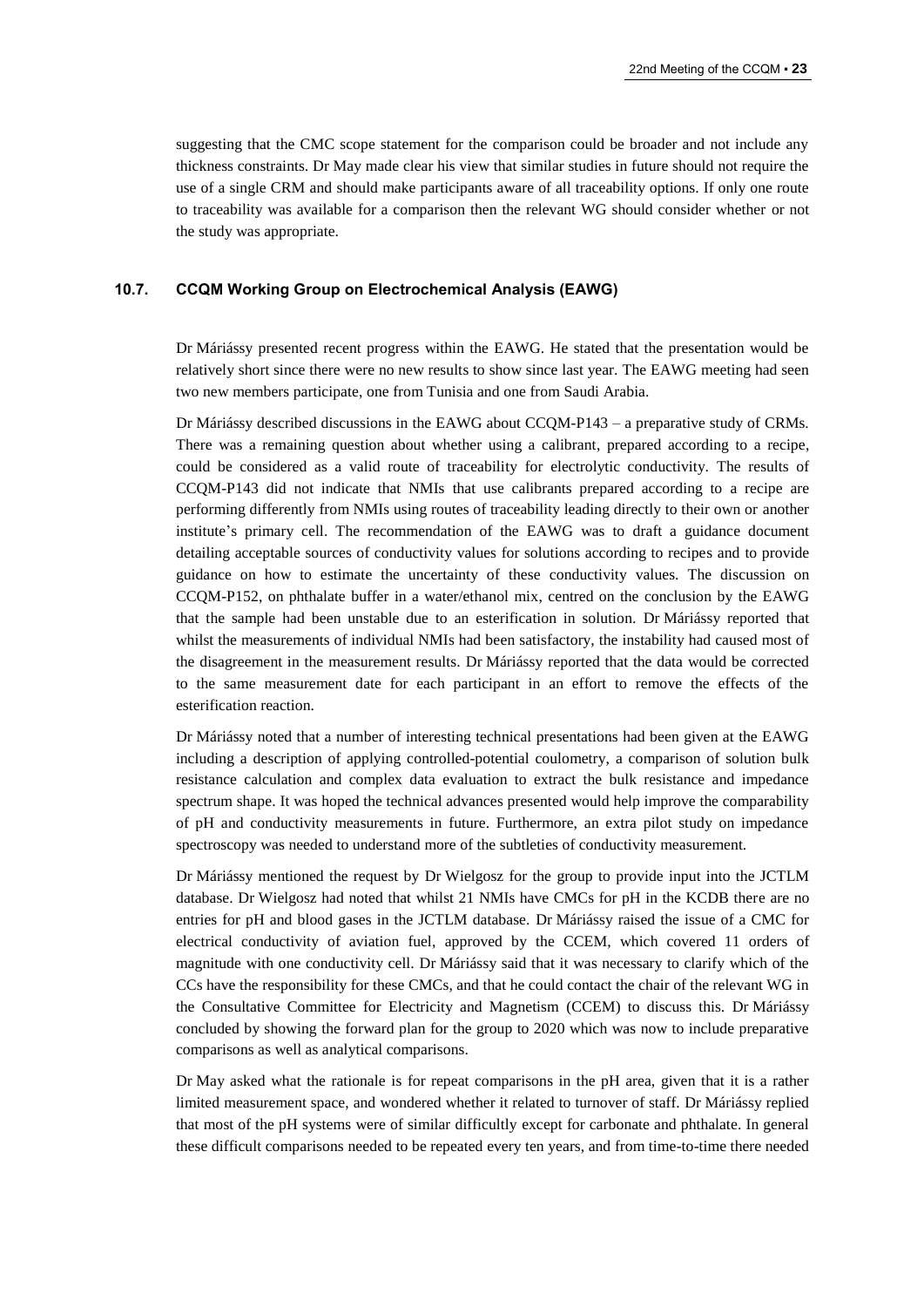suggesting that the CMC scope statement for the comparison could be broader and not include any thickness constraints. Dr May made clear his view that similar studies in future should not require the use of a single CRM and should make participants aware of all traceability options. If only one route to traceability was available for a comparison then the relevant WG should consider whether or not the study was appropriate.

### 10.7. CCQM Working Group on Electrochemical Analysis (EAWG)

Dr Máriássy presented recent progress within the EAWG. He stated that the presentation would be relatively short since there were no new results to show since last year. The EAWG meeting had seen two new members participate, one from Tunisia and one from Saudi Arabia.

Dr Máriássy described discussions in the EAWG about CCQM-P143 – a preparative study of CRMs. There was a remaining question about whether using a calibrant, prepared according to a recipe, could be considered as a valid route of traceability for electrolytic conductivity. The results of CCQM-P143 did not indicate that NMIs that use calibrants prepared according to a recipe are performing differently from NMIs using routes of traceability leading directly to their own or another institute's primary cell. The recommendation of the EAWG was to draft a guidance document detailing acceptable sources of conductivity values for solutions according to recipes and to provide guidance on how to estimate the uncertainty of these conductivity values. The discussion on CCQM-P152, on phthalate buffer in a water/ethanol mix, centred on the conclusion by the EAWG that the sample had been unstable due to an esterification in solution. Dr Máriássy reported that whilst the measurements of individual NMIs had been satisfactory, the instability had caused most of the disagreement in the measurement results. Dr Máriássy reported that the data would be corrected to the same measurement date for each participant in an effort to remove the effects of the esterification reaction.

Dr Máriássy noted that a number of interesting technical presentations had been given at the EAWG including a description of applying controlled-potential coulometry, a comparison of solution bulk resistance calculation and complex data evaluation to extract the bulk resistance and impedance spectrum shape. It was hoped the technical advances presented would help improve the comparability of pH and conductivity measurements in future. Furthermore, an extra pilot study on impedance spectroscopy was needed to understand more of the subtleties of conductivity measurement.

Dr Máriássy mentioned the request by Dr Wielgosz for the group to provide input into the JCTLM database. Dr Wielgosz had noted that whilst 21 NMIs have CMCs for pH in the KCDB there are no entries for pH and blood gases in the JCTLM database. Dr Máriássy raised the issue of a CMC for electrical conductivity of aviation fuel, approved by the CCEM, which covered 11 orders of magnitude with one conductivity cell. Dr Máriássy said that it was necessary to clarify which of the CCs have the responsibility for these CMCs, and that he could contact the chair of the relevant WG in the Consultative Committee for Electricity and Magnetism (CCEM) to discuss this. Dr Máriássy concluded by showing the forward plan for the group to 2020 which was now to include preparative comparisons as well as analytical comparisons.

Dr May asked what the rationale is for repeat comparisons in the pH area, given that it is a rather limited measurement space, and wondered whether it related to turnover of staff. Dr Máriássy replied that most of the pH systems were of similar difficultly except for carbonate and phthalate. In general these difficult comparisons needed to be repeated every ten years, and from time-to-time there needed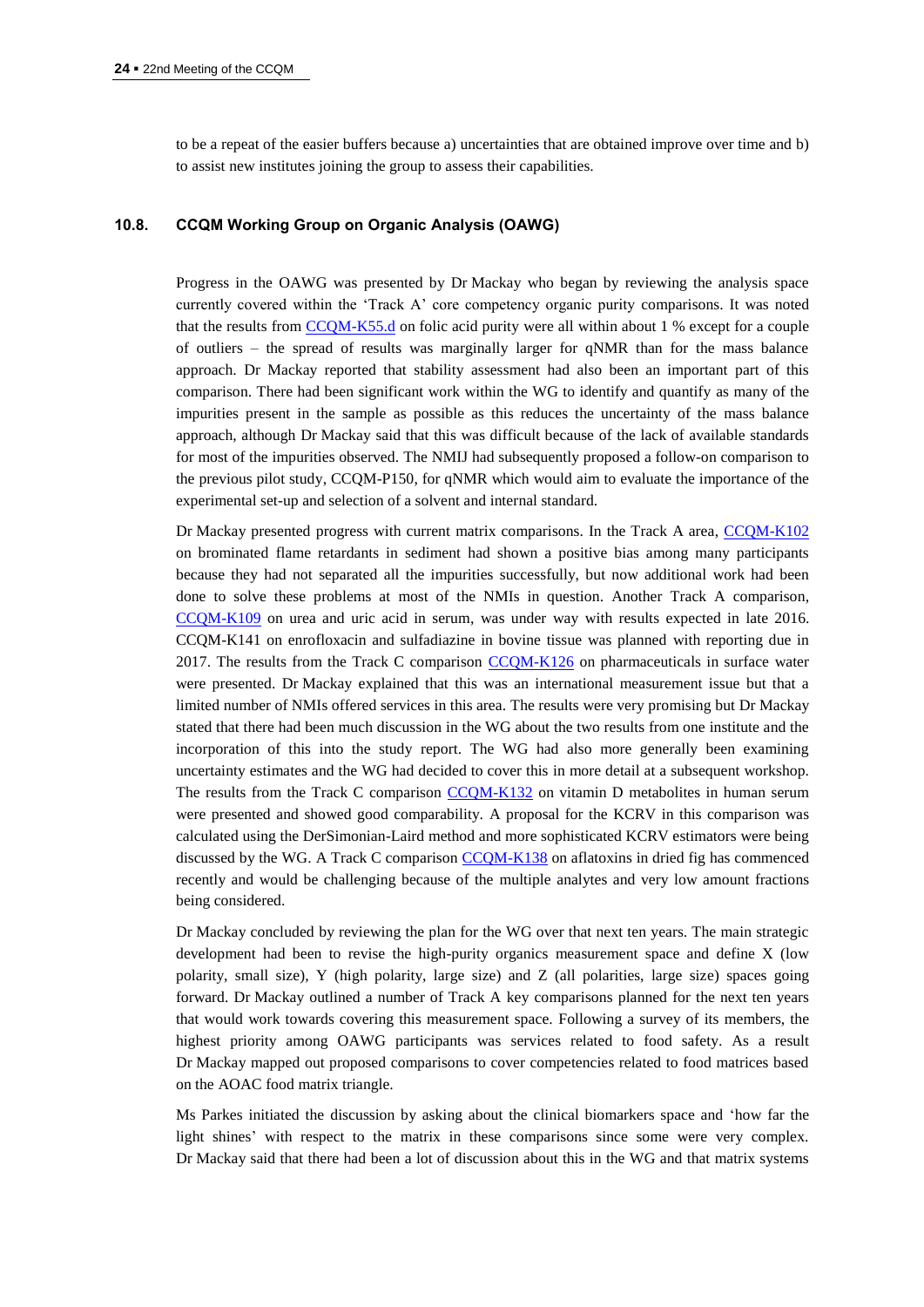to be a repeat of the easier buffers because a) uncertainties that are obtained improve over time and b) to assist new institutes joining the group to assess their capabilities.

### 10.8. CCQM Working Group on Organic Analysis (OAWG)

Progress in the OAWG was presented by Dr Mackay who began by reviewing the analysis space currently covered within the 'Track A' core competency organic purity comparisons. It was noted that the results from CCQM-K55.d on folic acid purity were all within about 1 % except for a couple of outliers – the spread of results was marginally larger for qNMR than for the mass balance approach. Dr Mackay reported that stability assessment had also been an important part of this comparison. There had been significant work within the WG to identify and quantify as many of the impurities present in the sample as possible as this reduces the uncertainty of the mass balance approach, although Dr Mackay said that this was difficult because of the lack of available standards for most of the impurities observed. The NMIJ had subsequently proposed a follow-on comparison to the previous pilot study, CCQM-P150, for qNMR which would aim to evaluate the importance of the experimental set-up and selection of a solvent and internal standard.

Dr Mackay presented progress with current matrix comparisons. In the Track A area, CCQM-K102 on brominated flame retardants in sediment had shown a positive bias among many participants because they had not separated all the impurities successfully, but now additional work had been done to solve these problems at most of the NMIs in question. Another Track A comparison, CCQM-K109 on urea and uric acid in serum, was under way with results expected in late 2016. CCQM-K141 on enrofloxacin and sulfadiazine in bovine tissue was planned with reporting due in 2017. The results from the Track C comparison CCQM-K126 on pharmaceuticals in surface water were presented. Dr Mackay explained that this was an international measurement issue but that a limited number of NMIs offered services in this area. The results were very promising but Dr Mackay stated that there had been much discussion in the WG about the two results from one institute and the incorporation of this into the study report. The WG had also more generally been examining uncertainty estimates and the WG had decided to cover this in more detail at a subsequent workshop. The results from the Track C comparison CCQM-K132 on vitamin D metabolites in human serum were presented and showed good comparability. A proposal for the KCRV in this comparison was calculated using the DerSimonian-Laird method and more sophisticated KCRV estimators were being discussed by the WG. A Track C comparison CCQM-K138 on aflatoxins in dried fig has commenced recently and would be challenging because of the multiple analytes and very low amount fractions being considered.

Dr Mackay concluded by reviewing the plan for the WG over that next ten years. The main strategic development had been to revise the high-purity organics measurement space and define X (low polarity, small size), Y (high polarity, large size) and Z (all polarities, large size) spaces going forward. Dr Mackay outlined a number of Track A key comparisons planned for the next ten years that would work towards covering this measurement space. Following a survey of its members, the highest priority among OAWG participants was services related to food safety. As a result Dr Mackay mapped out proposed comparisons to cover competencies related to food matrices based on the AOAC food matrix triangle.

Ms Parkes initiated the discussion by asking about the clinical biomarkers space and 'how far the light shines' with respect to the matrix in these comparisons since some were very complex. Dr Mackay said that there had been a lot of discussion about this in the WG and that matrix systems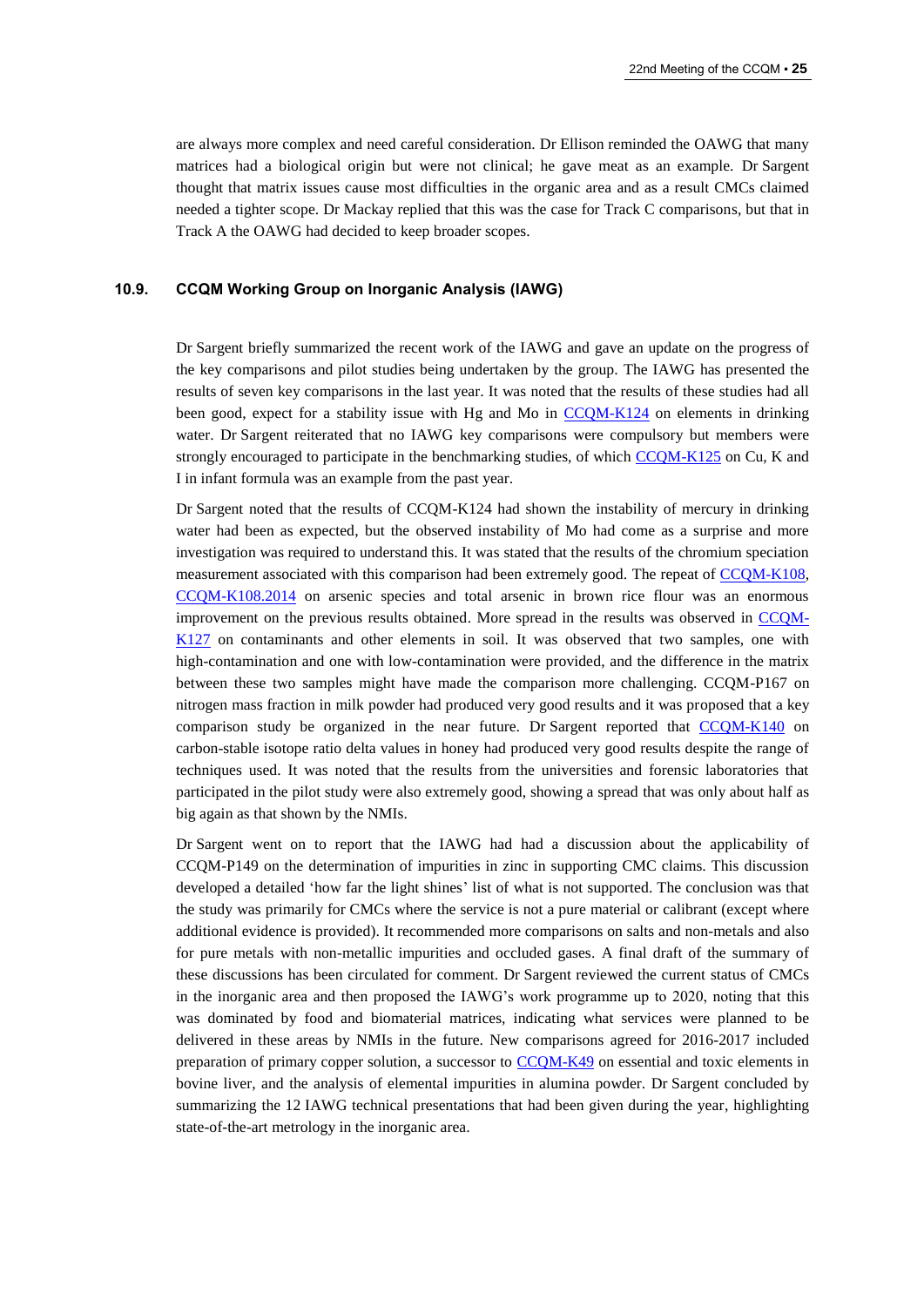are always more complex and need careful consideration. Dr Ellison reminded the OAWG that many matrices had a biological origin but were not clinical; he gave meat as an example. Dr Sargent thought that matrix issues cause most difficulties in the organic area and as a result CMCs claimed needed a tighter scope. Dr Mackay replied that this was the case for Track C comparisons, but that in Track A the OAWG had decided to keep broader scopes.

### 10.9. CCQM Working Group on Inorganic Analysis (IAWG)

Dr Sargent briefly summarized the recent work of the IAWG and gave an update on the progress of the key comparisons and pilot studies being undertaken by the group. The IAWG has presented the results of seven key comparisons in the last year. It was noted that the results of these studies had all been good, expect for a stability issue with Hg and Mo in CCQM-K124 on elements in drinking water. Dr Sargent reiterated that no IAWG key comparisons were compulsory but members were strongly encouraged to participate in the benchmarking studies, of which CCQM-K125 on Cu, K and I in infant formula was an example from the past year.

Dr Sargent noted that the results of CCQM-K124 had shown the instability of mercury in drinking water had been as expected, but the observed instability of Mo had come as a surprise and more investigation was required to understand this. It was stated that the results of the chromium speciation measurement associated with this comparison had been extremely good. The repeat of CCQM-K108, CCQM-K108.2014 on arsenic species and total arsenic in brown rice flour was an enormous improvement on the previous results obtained. More spread in the results was observed in CCQM-K127 on contaminants and other elements in soil. It was observed that two samples, one with high-contamination and one with low-contamination were provided, and the difference in the matrix between these two samples might have made the comparison more challenging. CCQM-P167 on nitrogen mass fraction in milk powder had produced very good results and it was proposed that a key comparison study be organized in the near future. Dr Sargent reported that CCQM-K140 on carbon-stable isotope ratio delta values in honey had produced very good results despite the range of techniques used. It was noted that the results from the universities and forensic laboratories that participated in the pilot study were also extremely good, showing a spread that was only about half as big again as that shown by the NMIs.

Dr Sargent went on to report that the IAWG had had a discussion about the applicability of CCQM-P149 on the determination of impurities in zinc in supporting CMC claims. This discussion developed a detailed 'how far the light shines' list of what is not supported. The conclusion was that the study was primarily for CMCs where the service is not a pure material or calibrant (except where additional evidence is provided). It recommended more comparisons on salts and non-metals and also for pure metals with non-metallic impurities and occluded gases. A final draft of the summary of these discussions has been circulated for comment. Dr Sargent reviewed the current status of CMCs in the inorganic area and then proposed the IAWG's work programme up to 2020, noting that this was dominated by food and biomaterial matrices, indicating what services were planned to be delivered in these areas by NMIs in the future. New comparisons agreed for 2016-2017 included preparation of primary copper solution, a successor to CCQM-K49 on essential and toxic elements in bovine liver, and the analysis of elemental impurities in alumina powder. Dr Sargent concluded by summarizing the 12 IAWG technical presentations that had been given during the year, highlighting state-of-the-art metrology in the inorganic area.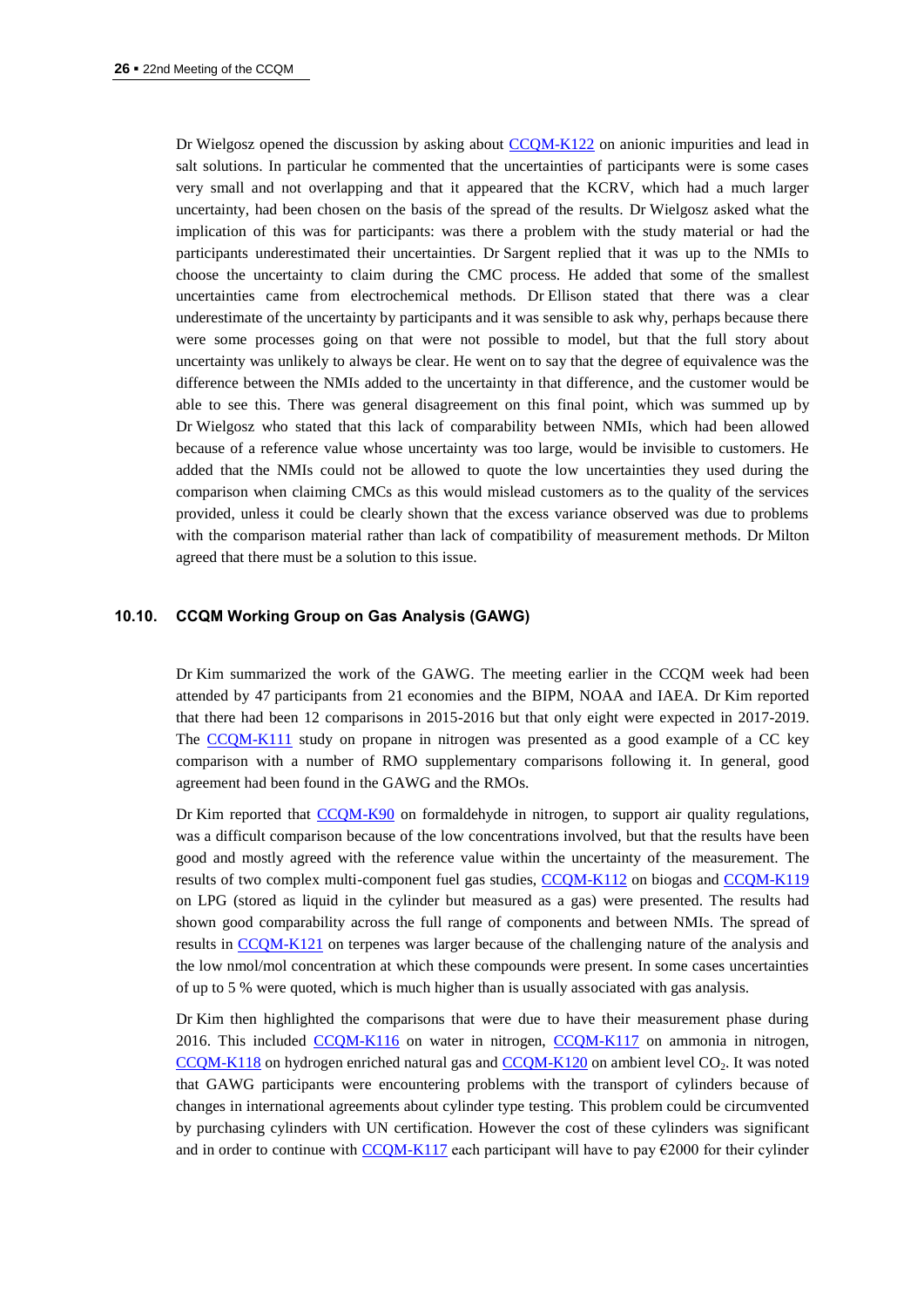Dr Wielgosz opened the discussion by asking about CCQM-K122 on anionic impurities and lead in salt solutions. In particular he commented that the uncertainties of participants were is some cases very small and not overlapping and that it appeared that the KCRV, which had a much larger uncertainty, had been chosen on the basis of the spread of the results. Dr Wielgosz asked what the implication of this was for participants: was there a problem with the study material or had the participants underestimated their uncertainties. Dr Sargent replied that it was up to the NMIs to choose the uncertainty to claim during the CMC process. He added that some of the smallest uncertainties came from electrochemical methods. Dr Ellison stated that there was a clear underestimate of the uncertainty by participants and it was sensible to ask why, perhaps because there were some processes going on that were not possible to model, but that the full story about uncertainty was unlikely to always be clear. He went on to say that the degree of equivalence was the difference between the NMIs added to the uncertainty in that difference, and the customer would be able to see this. There was general disagreement on this final point, which was summed up by Dr Wielgosz who stated that this lack of comparability between NMIs, which had been allowed because of a reference value whose uncertainty was too large, would be invisible to customers. He added that the NMIs could not be allowed to quote the low uncertainties they used during the comparison when claiming CMCs as this would mislead customers as to the quality of the services provided, unless it could be clearly shown that the excess variance observed was due to problems with the comparison material rather than lack of compatibility of measurement methods. Dr Milton agreed that there must be a solution to this issue.

## 10.10. CCQM Working Group on Gas Analysis (GAWG)

Dr Kim summarized the work of the GAWG. The meeting earlier in the CCQM week had been attended by 47 participants from 21 economies and the BIPM, NOAA and IAEA. Dr Kim reported that there had been 12 comparisons in 2015-2016 but that only eight were expected in 2017-2019. The CCQM-K111 study on propane in nitrogen was presented as a good example of a CC key comparison with a number of RMO supplementary comparisons following it. In general, good agreement had been found in the GAWG and the RMOs.

Dr Kim reported that CCQM-K90 on formaldehyde in nitrogen, to support air quality regulations, was a difficult comparison because of the low concentrations involved, but that the results have been good and mostly agreed with the reference value within the uncertainty of the measurement. The results of two complex multi-component fuel gas studies, CCQM-K112 on biogas and CCQM-K119 on LPG (stored as liquid in the cylinder but measured as a gas) were presented. The results had shown good comparability across the full range of components and between NMIs. The spread of results in CCQM-K121 on terpenes was larger because of the challenging nature of the analysis and the low nmol/mol concentration at which these compounds were present. In some cases uncertainties of up to 5 % were quoted, which is much higher than is usually associated with gas analysis.

Dr Kim then highlighted the comparisons that were due to have their measurement phase during 2016. This included CCQM-K116 on water in nitrogen, CCQM-K117 on ammonia in nitrogen, CCQM-K118 on hydrogen enriched natural gas and CCQM-K120 on ambient level $CO_2$. It was noted that GAWG participants were encountering problems with the transport of cylinders because of changes in international agreements about cylinder type testing. This problem could be circumvented by purchasing cylinders with UN certification. However the cost of these cylinders was significant and in order to continue with CCQM-K117 each participant will have to pay €2000 for their cylinder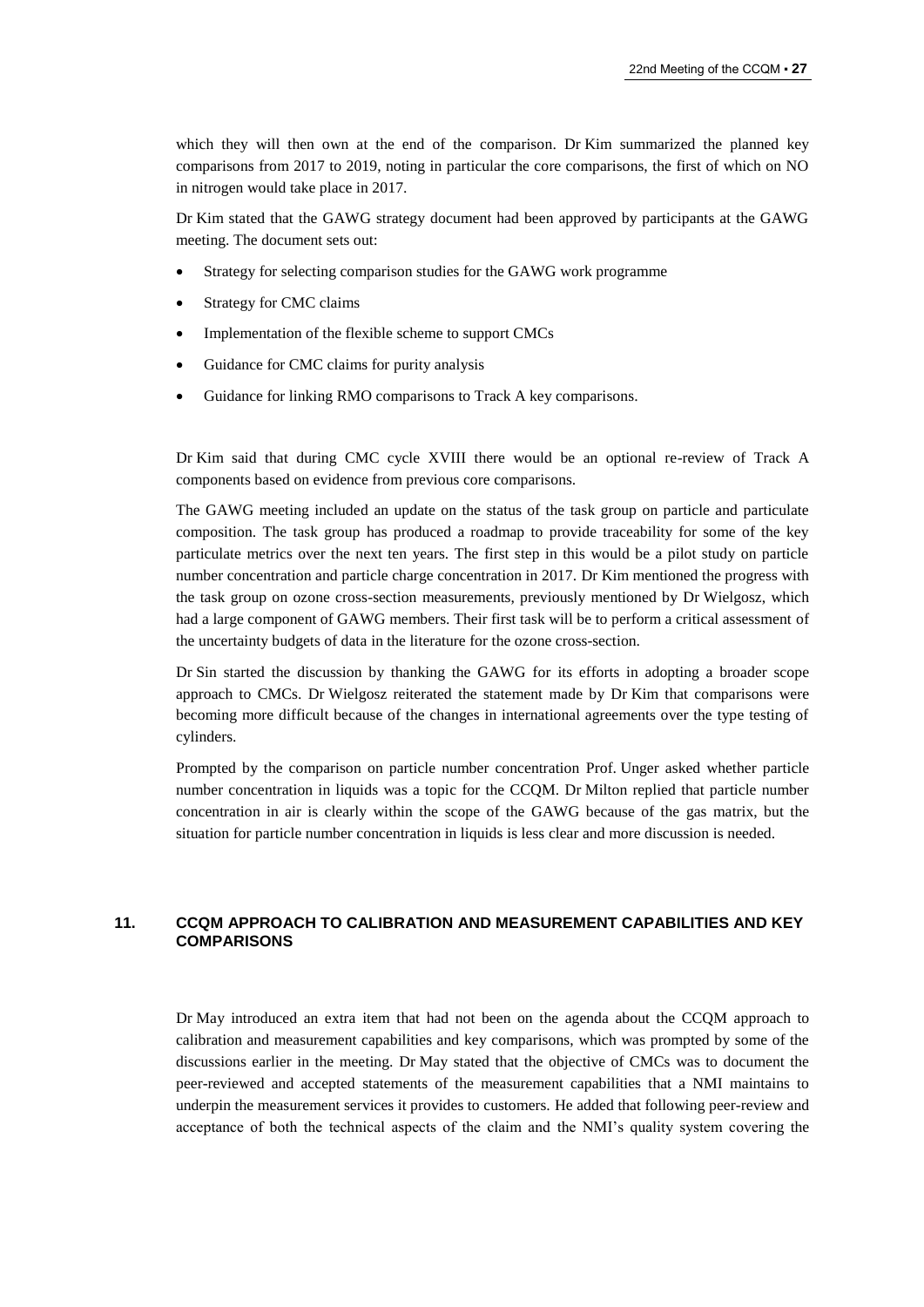which they will then own at the end of the comparison. Dr Kim summarized the planned key comparisons from 2017 to 2019, noting in particular the core comparisons, the first of which on NO in nitrogen would take place in 2017.

Dr Kim stated that the GAWG strategy document had been approved by participants at the GAWG meeting. The document sets out:

- Strategy for selecting comparison studies for the GAWG work programme
- Strategy for CMC claims
- Implementation of the flexible scheme to support CMCs
- Guidance for CMC claims for purity analysis
- Guidance for linking RMO comparisons to Track A key comparisons.

Dr Kim said that during CMC cycle XVIII there would be an optional re-review of Track A components based on evidence from previous core comparisons.

The GAWG meeting included an update on the status of the task group on particle and particulate composition. The task group has produced a roadmap to provide traceability for some of the key particulate metrics over the next ten years. The first step in this would be a pilot study on particle number concentration and particle charge concentration in 2017. Dr Kim mentioned the progress with the task group on ozone cross-section measurements, previously mentioned by Dr Wielgosz, which had a large component of GAWG members. Their first task will be to perform a critical assessment of the uncertainty budgets of data in the literature for the ozone cross-section.

Dr Sin started the discussion by thanking the GAWG for its efforts in adopting a broader scope approach to CMCs. Dr Wielgosz reiterated the statement made by Dr Kim that comparisons were becoming more difficult because of the changes in international agreements over the type testing of cylinders.

Prompted by the comparison on particle number concentration Prof. Unger asked whether particle number concentration in liquids was a topic for the CCQM. Dr Milton replied that particle number concentration in air is clearly within the scope of the GAWG because of the gas matrix, but the situation for particle number concentration in liquids is less clear and more discussion is needed.

## 11. CCQM APPROACH TO CALIBRATION AND MEASUREMENT CAPABILITIES AND KEY COMPARISONS

Dr May introduced an extra item that had not been on the agenda about the CCQM approach to calibration and measurement capabilities and key comparisons, which was prompted by some of the discussions earlier in the meeting. Dr May stated that the objective of CMCs was to document the peer-reviewed and accepted statements of the measurement capabilities that a NMI maintains to underpin the measurement services it provides to customers. He added that following peer-review and acceptance of both the technical aspects of the claim and the NMI's quality system covering the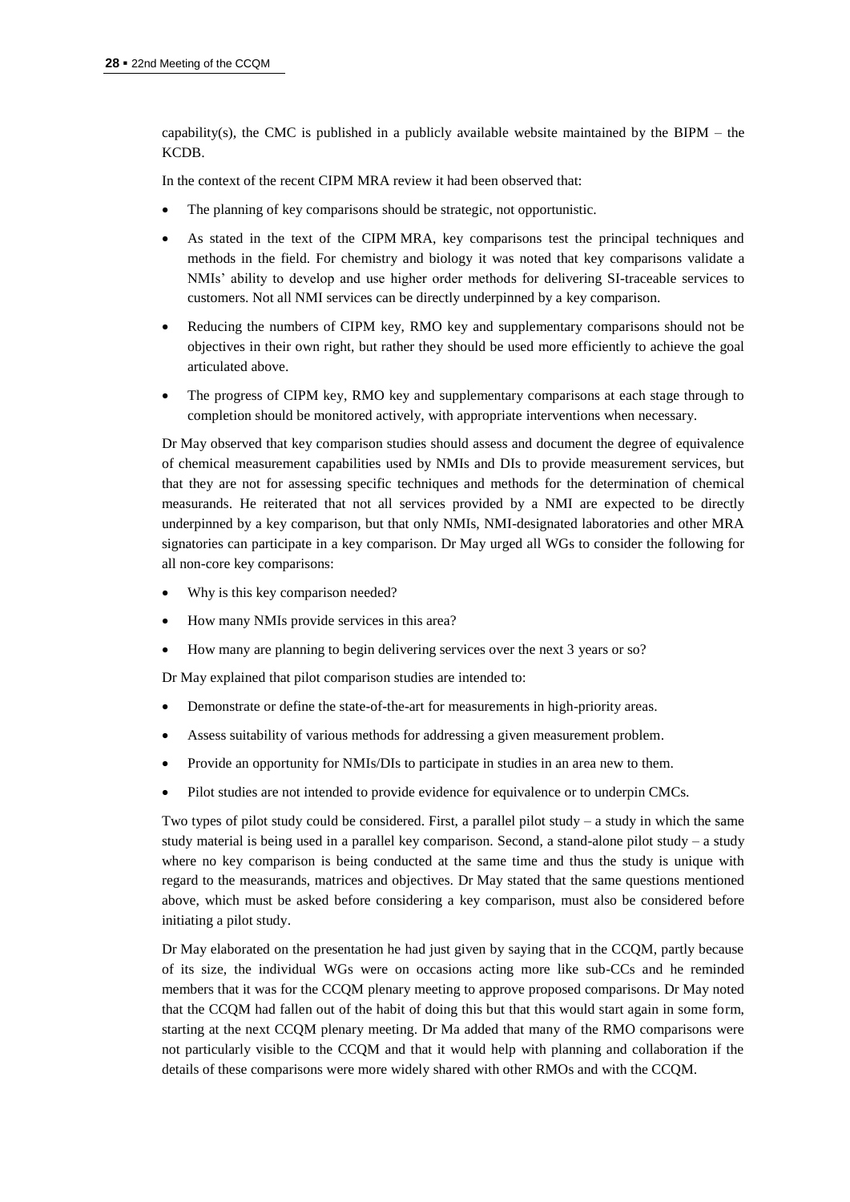capability(s), the CMC is published in a publicly available website maintained by the BIPM – the KCDB.

In the context of the recent CIPM MRA review it had been observed that:

- The planning of key comparisons should be strategic, not opportunistic.
- As stated in the text of the CIPM MRA, key comparisons test the principal techniques and methods in the field. For chemistry and biology it was noted that key comparisons validate a NMIs' ability to develop and use higher order methods for delivering SI-traceable services to customers. Not all NMI services can be directly underpinned by a key comparison.
- Reducing the numbers of CIPM key, RMO key and supplementary comparisons should not be objectives in their own right, but rather they should be used more efficiently to achieve the goal articulated above.
- The progress of CIPM key, RMO key and supplementary comparisons at each stage through to completion should be monitored actively, with appropriate interventions when necessary.

Dr May observed that key comparison studies should assess and document the degree of equivalence of chemical measurement capabilities used by NMIs and DIs to provide measurement services, but that they are not for assessing specific techniques and methods for the determination of chemical measurands. He reiterated that not all services provided by a NMI are expected to be directly underpinned by a key comparison, but that only NMIs, NMI-designated laboratories and other MRA signatories can participate in a key comparison. Dr May urged all WGs to consider the following for all non-core key comparisons:

- Why is this key comparison needed?
- How many NMIs provide services in this area?
- How many are planning to begin delivering services over the next 3 years or so?

Dr May explained that pilot comparison studies are intended to:

- Demonstrate or define the state-of-the-art for measurements in high-priority areas.
- Assess suitability of various methods for addressing a given measurement problem.
- Provide an opportunity for NMIs/DIs to participate in studies in an area new to them.
- Pilot studies are not intended to provide evidence for equivalence or to underpin CMCs.

Two types of pilot study could be considered. First, a parallel pilot study – a study in which the same study material is being used in a parallel key comparison. Second, a stand-alone pilot study – a study where no key comparison is being conducted at the same time and thus the study is unique with regard to the measurands, matrices and objectives. Dr May stated that the same questions mentioned above, which must be asked before considering a key comparison, must also be considered before initiating a pilot study.

Dr May elaborated on the presentation he had just given by saying that in the CCQM, partly because of its size, the individual WGs were on occasions acting more like sub-CCs and he reminded members that it was for the CCQM plenary meeting to approve proposed comparisons. Dr May noted that the CCQM had fallen out of the habit of doing this but that this would start again in some form, starting at the next CCQM plenary meeting. Dr Ma added that many of the RMO comparisons were not particularly visible to the CCQM and that it would help with planning and collaboration if the details of these comparisons were more widely shared with other RMOs and with the CCQM.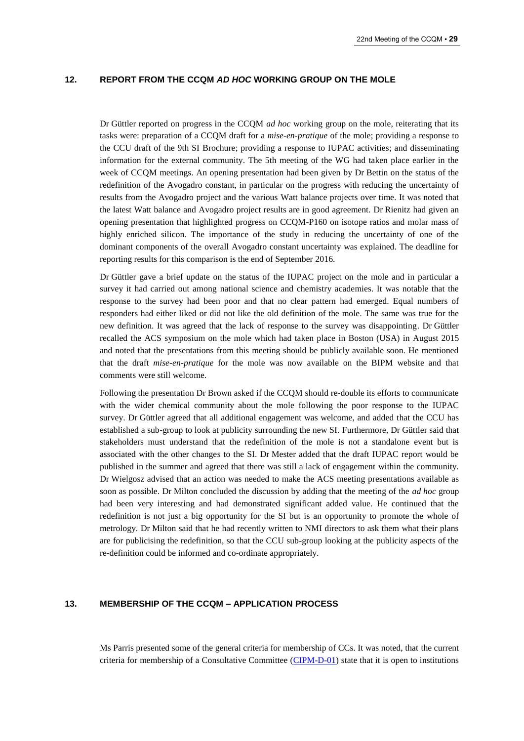## 12. REPORT FROM THE CCQM *AD HOC* WORKING GROUP ON THE MOLE

Dr Güttler reported on progress in the CCQM *ad hoc* working group on the mole, reiterating that its tasks were: preparation of a CCQM draft for a *mise-en-pratique* of the mole; providing a response to the CCU draft of the 9th SI Brochure; providing a response to IUPAC activities; and disseminating information for the external community. The 5th meeting of the WG had taken place earlier in the week of CCQM meetings. An opening presentation had been given by Dr Bettin on the status of the redefinition of the Avogadro constant, in particular on the progress with reducing the uncertainty of results from the Avogadro project and the various Watt balance projects over time. It was noted that the latest Watt balance and Avogadro project results are in good agreement. Dr Rienitz had given an opening presentation that highlighted progress on CCQM-P160 on isotope ratios and molar mass of highly enriched silicon. The importance of the study in reducing the uncertainty of one of the dominant components of the overall Avogadro constant uncertainty was explained. The deadline for reporting results for this comparison is the end of September 2016.

Dr Güttler gave a brief update on the status of the IUPAC project on the mole and in particular a survey it had carried out among national science and chemistry academies. It was notable that the response to the survey had been poor and that no clear pattern had emerged. Equal numbers of responders had either liked or did not like the old definition of the mole. The same was true for the new definition. It was agreed that the lack of response to the survey was disappointing. Dr Güttler recalled the ACS symposium on the mole which had taken place in Boston (USA) in August 2015 and noted that the presentations from this meeting should be publicly available soon. He mentioned that the draft *mise-en-pratique* for the mole was now available on the BIPM website and that comments were still welcome.

Following the presentation Dr Brown asked if the CCQM should re-double its efforts to communicate with the wider chemical community about the mole following the poor response to the IUPAC survey. Dr Güttler agreed that all additional engagement was welcome, and added that the CCU has established a sub-group to look at publicity surrounding the new SI. Furthermore, Dr Güttler said that stakeholders must understand that the redefinition of the mole is not a standalone event but is associated with the other changes to the SI. Dr Mester added that the draft IUPAC report would be published in the summer and agreed that there was still a lack of engagement within the community. Dr Wielgosz advised that an action was needed to make the ACS meeting presentations available as soon as possible. Dr Milton concluded the discussion by adding that the meeting of the *ad hoc* group had been very interesting and had demonstrated significant added value. He continued that the redefinition is not just a big opportunity for the SI but is an opportunity to promote the whole of metrology. Dr Milton said that he had recently written to NMI directors to ask them what their plans are for publicising the redefinition, so that the CCU sub-group looking at the publicity aspects of the re-definition could be informed and co-ordinate appropriately.

## 13. MEMBERSHIP OF THE CCQM – APPLICATION PROCESS

Ms Parris presented some of the general criteria for membership of CCs. It was noted, that the current criteria for membership of a Consultative Committee (CIPM-D-01) state that it is open to institutions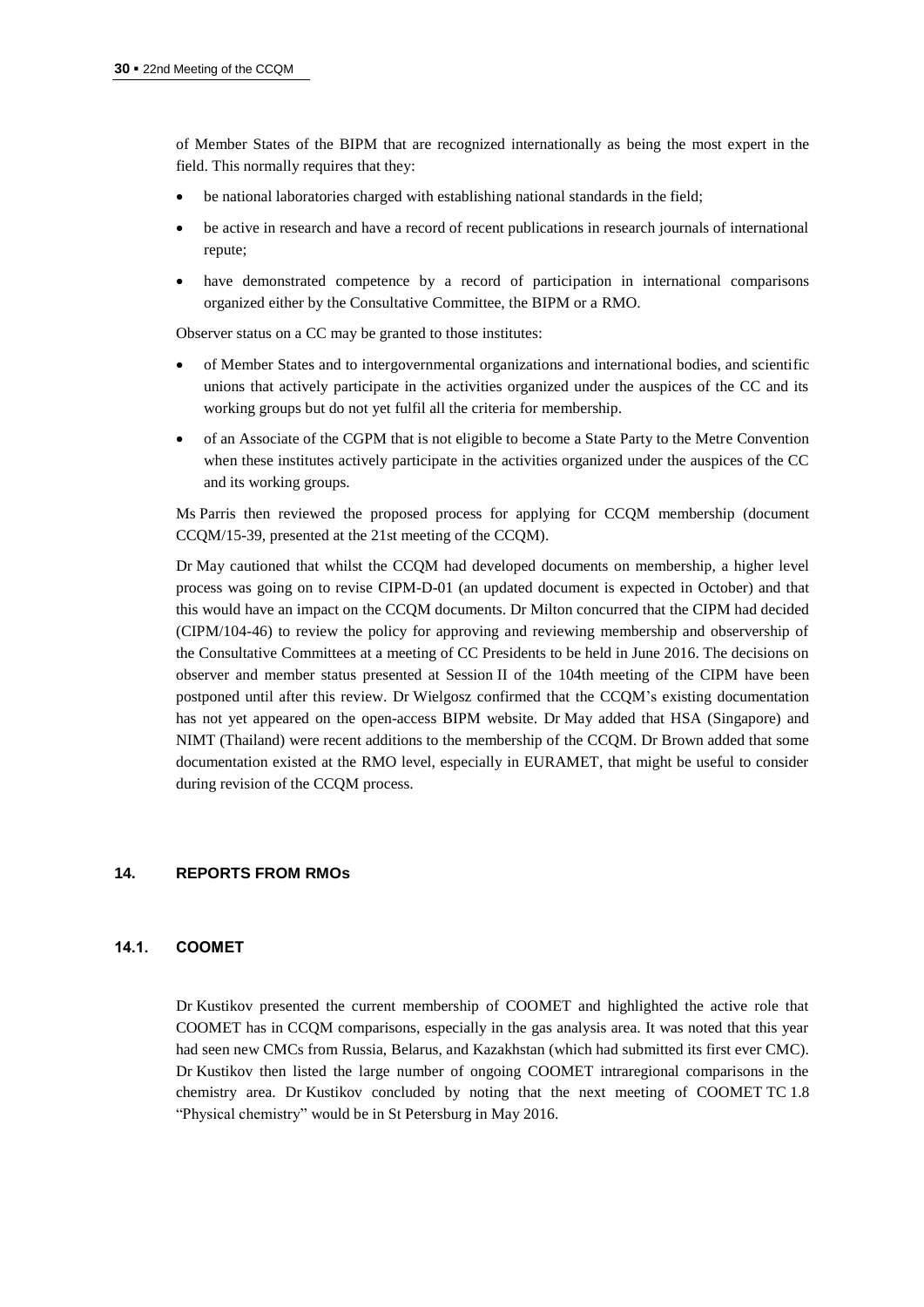of Member States of the BIPM that are recognized internationally as being the most expert in the field. This normally requires that they:

- be national laboratories charged with establishing national standards in the field;
- be active in research and have a record of recent publications in research journals of international repute;
- have demonstrated competence by a record of participation in international comparisons organized either by the Consultative Committee, the BIPM or a RMO.

Observer status on a CC may be granted to those institutes:

- of Member States and to intergovernmental organizations and international bodies, and scientific unions that actively participate in the activities organized under the auspices of the CC and its working groups but do not yet fulfil all the criteria for membership.
- of an Associate of the CGPM that is not eligible to become a State Party to the Metre Convention when these institutes actively participate in the activities organized under the auspices of the CC and its working groups.

Ms Parris then reviewed the proposed process for applying for CCQM membership (document CCQM/15-39, presented at the 21st meeting of the CCQM).

Dr May cautioned that whilst the CCQM had developed documents on membership, a higher level process was going on to revise CIPM-D-01 (an updated document is expected in October) and that this would have an impact on the CCQM documents. Dr Milton concurred that the CIPM had decided (CIPM/104-46) to review the policy for approving and reviewing membership and observership of the Consultative Committees at a meeting of CC Presidents to be held in June 2016. The decisions on observer and member status presented at Session II of the 104th meeting of the CIPM have been postponed until after this review. Dr Wielgosz confirmed that the CCQM's existing documentation has not yet appeared on the open-access BIPM website. Dr May added that HSA (Singapore) and NIMT (Thailand) were recent additions to the membership of the CCQM. Dr Brown added that some documentation existed at the RMO level, especially in EURAMET, that might be useful to consider during revision of the CCQM process.

## 14. REPORTS FROM RMOs

### 14.1. COOMET

Dr Kustikov presented the current membership of COOMET and highlighted the active role that COOMET has in CCQM comparisons, especially in the gas analysis area. It was noted that this year had seen new CMCs from Russia, Belarus, and Kazakhstan (which had submitted its first ever CMC). Dr Kustikov then listed the large number of ongoing COOMET intraregional comparisons in the chemistry area. Dr Kustikov concluded by noting that the next meeting of COOMET TC 1.8 "Physical chemistry" would be in St Petersburg in May 2016.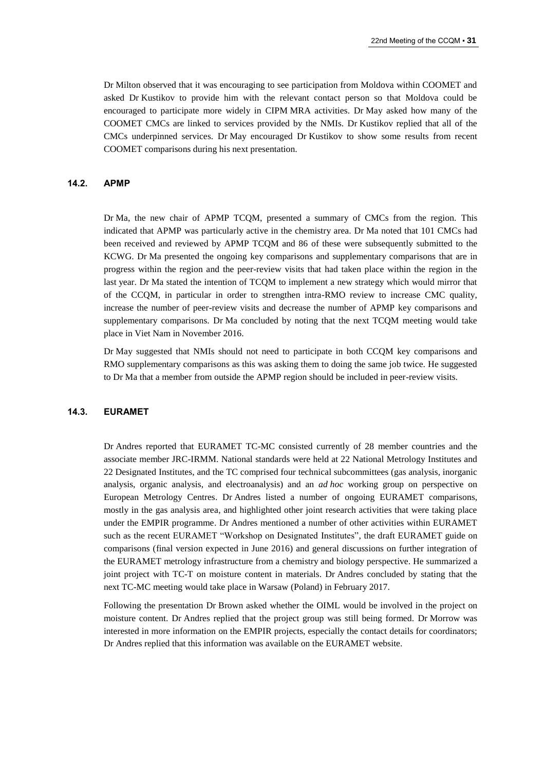Dr Milton observed that it was encouraging to see participation from Moldova within COOMET and asked Dr Kustikov to provide him with the relevant contact person so that Moldova could be encouraged to participate more widely in CIPM MRA activities. Dr May asked how many of the COOMET CMCs are linked to services provided by the NMIs. Dr Kustikov replied that all of the CMCs underpinned services. Dr May encouraged Dr Kustikov to show some results from recent COOMET comparisons during his next presentation.

### 14.2. APMP

Dr Ma, the new chair of APMP TCQM, presented a summary of CMCs from the region. This indicated that APMP was particularly active in the chemistry area. Dr Ma noted that 101 CMCs had been received and reviewed by APMP TCQM and 86 of these were subsequently submitted to the KCWG. Dr Ma presented the ongoing key comparisons and supplementary comparisons that are in progress within the region and the peer-review visits that had taken place within the region in the last year. Dr Ma stated the intention of TCQM to implement a new strategy which would mirror that of the CCQM, in particular in order to strengthen intra-RMO review to increase CMC quality, increase the number of peer-review visits and decrease the number of APMP key comparisons and supplementary comparisons. Dr Ma concluded by noting that the next TCQM meeting would take place in Viet Nam in November 2016.

Dr May suggested that NMIs should not need to participate in both CCQM key comparisons and RMO supplementary comparisons as this was asking them to doing the same job twice. He suggested to Dr Ma that a member from outside the APMP region should be included in peer-review visits.

### 14.3. EURAMET

Dr Andres reported that EURAMET TC-MC consisted currently of 28 member countries and the associate member JRC-IRMM. National standards were held at 22 National Metrology Institutes and 22 Designated Institutes, and the TC comprised four technical subcommittees (gas analysis, inorganic analysis, organic analysis, and electroanalysis) and an *ad hoc* working group on perspective on European Metrology Centres. Dr Andres listed a number of ongoing EURAMET comparisons, mostly in the gas analysis area, and highlighted other joint research activities that were taking place under the EMPIR programme. Dr Andres mentioned a number of other activities within EURAMET such as the recent EURAMET "Workshop on Designated Institutes", the draft EURAMET guide on comparisons (final version expected in June 2016) and general discussions on further integration of the EURAMET metrology infrastructure from a chemistry and biology perspective. He summarized a joint project with TC-T on moisture content in materials. Dr Andres concluded by stating that the next TC-MC meeting would take place in Warsaw (Poland) in February 2017.

Following the presentation Dr Brown asked whether the OIML would be involved in the project on moisture content. Dr Andres replied that the project group was still being formed. Dr Morrow was interested in more information on the EMPIR projects, especially the contact details for coordinators; Dr Andres replied that this information was available on the EURAMET website.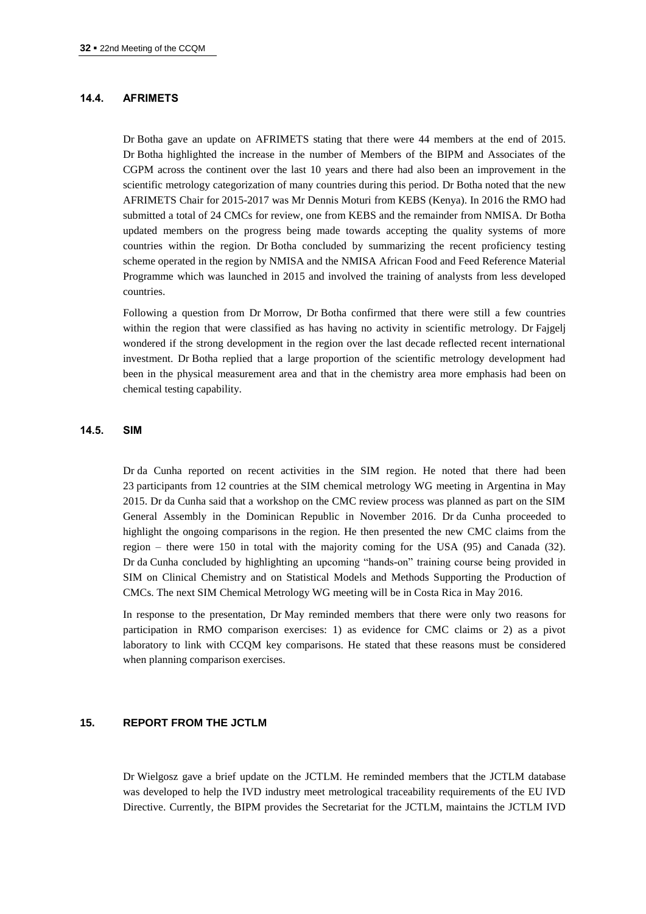### 14.4. AFRIMETS

Dr Botha gave an update on AFRIMETS stating that there were 44 members at the end of 2015. Dr Botha highlighted the increase in the number of Members of the BIPM and Associates of the CGPM across the continent over the last 10 years and there had also been an improvement in the scientific metrology categorization of many countries during this period. Dr Botha noted that the new AFRIMETS Chair for 2015-2017 was Mr Dennis Moturi from KEBS (Kenya). In 2016 the RMO had submitted a total of 24 CMCs for review, one from KEBS and the remainder from NMISA. Dr Botha updated members on the progress being made towards accepting the quality systems of more countries within the region. Dr Botha concluded by summarizing the recent proficiency testing scheme operated in the region by NMISA and the NMISA African Food and Feed Reference Material Programme which was launched in 2015 and involved the training of analysts from less developed countries.

Following a question from Dr Morrow, Dr Botha confirmed that there were still a few countries within the region that were classified as has having no activity in scientific metrology. Dr Fajgelj wondered if the strong development in the region over the last decade reflected recent international investment. Dr Botha replied that a large proportion of the scientific metrology development had been in the physical measurement area and that in the chemistry area more emphasis had been on chemical testing capability.

### 14.5. SIM

Dr da Cunha reported on recent activities in the SIM region. He noted that there had been 23 participants from 12 countries at the SIM chemical metrology WG meeting in Argentina in May 2015. Dr da Cunha said that a workshop on the CMC review process was planned as part on the SIM General Assembly in the Dominican Republic in November 2016. Dr da Cunha proceeded to highlight the ongoing comparisons in the region. He then presented the new CMC claims from the region – there were 150 in total with the majority coming for the USA (95) and Canada (32). Dr da Cunha concluded by highlighting an upcoming “hands-on” training course being provided in SIM on Clinical Chemistry and on Statistical Models and Methods Supporting the Production of CMCs. The next SIM Chemical Metrology WG meeting will be in Costa Rica in May 2016.

In response to the presentation, Dr May reminded members that there were only two reasons for participation in RMO comparison exercises: 1) as evidence for CMC claims or 2) as a pivot laboratory to link with CCQM key comparisons. He stated that these reasons must be considered when planning comparison exercises.

## 15. REPORT FROM THE JCTLM

Dr Wielgosz gave a brief update on the JCTLM. He reminded members that the JCTLM database was developed to help the IVD industry meet metrological traceability requirements of the EU IVD Directive. Currently, the BIPM provides the Secretariat for the JCTLM, maintains the JCTLM IVD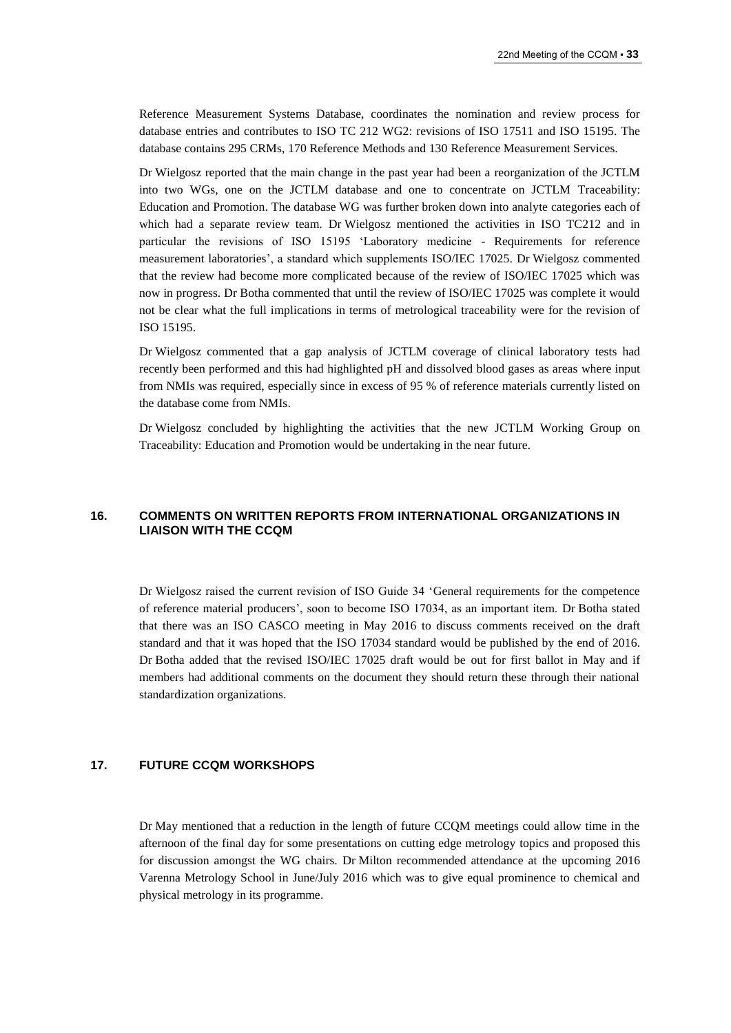Reference Measurement Systems Database, coordinates the nomination and review process for database entries and contributes to ISO TC 212 WG2: revisions of ISO 17511 and ISO 15195. The database contains 295 CRMs, 170 Reference Methods and 130 Reference Measurement Services.

Dr Wielgosz reported that the main change in the past year had been a reorganization of the JCTLM into two WGs, one on the JCTLM database and one to concentrate on JCTLM Traceability: Education and Promotion. The database WG was further broken down into analyte categories each of which had a separate review team. Dr Wielgosz mentioned the activities in ISO TC212 and in particular the revisions of ISO 15195 'Laboratory medicine - Requirements for reference measurement laboratories', a standard which supplements ISO/IEC 17025. Dr Wielgosz commented that the review had become more complicated because of the review of ISO/IEC 17025 which was now in progress. Dr Botha commented that until the review of ISO/IEC 17025 was complete it would not be clear what the full implications in terms of metrological traceability were for the revision of ISO 15195.

Dr Wielgosz commented that a gap analysis of JCTLM coverage of clinical laboratory tests had recently been performed and this had highlighted pH and dissolved blood gases as areas where input from NMIs was required, especially since in excess of 95 % of reference materials currently listed on the database come from NMIs.

Dr Wielgosz concluded by highlighting the activities that the new JCTLM Working Group on Traceability: Education and Promotion would be undertaking in the near future.

## 16. COMMENTS ON WRITTEN REPORTS FROM INTERNATIONAL ORGANIZATIONS IN LIAISON WITH THE CCQM

Dr Wielgosz raised the current revision of ISO Guide 34 'General requirements for the competence of reference material producers', soon to become ISO 17034, as an important item. Dr Botha stated that there was an ISO CASCO meeting in May 2016 to discuss comments received on the draft standard and that it was hoped that the ISO 17034 standard would be published by the end of 2016. Dr Botha added that the revised ISO/IEC 17025 draft would be out for first ballot in May and if members had additional comments on the document they should return these through their national standardization organizations.

## 17. FUTURE CCQM WORKSHOPS

Dr May mentioned that a reduction in the length of future CCQM meetings could allow time in the afternoon of the final day for some presentations on cutting edge metrology topics and proposed this for discussion amongst the WG chairs. Dr Milton recommended attendance at the upcoming 2016 Varenna Metrology School in June/July 2016 which was to give equal prominence to chemical and physical metrology in its programme.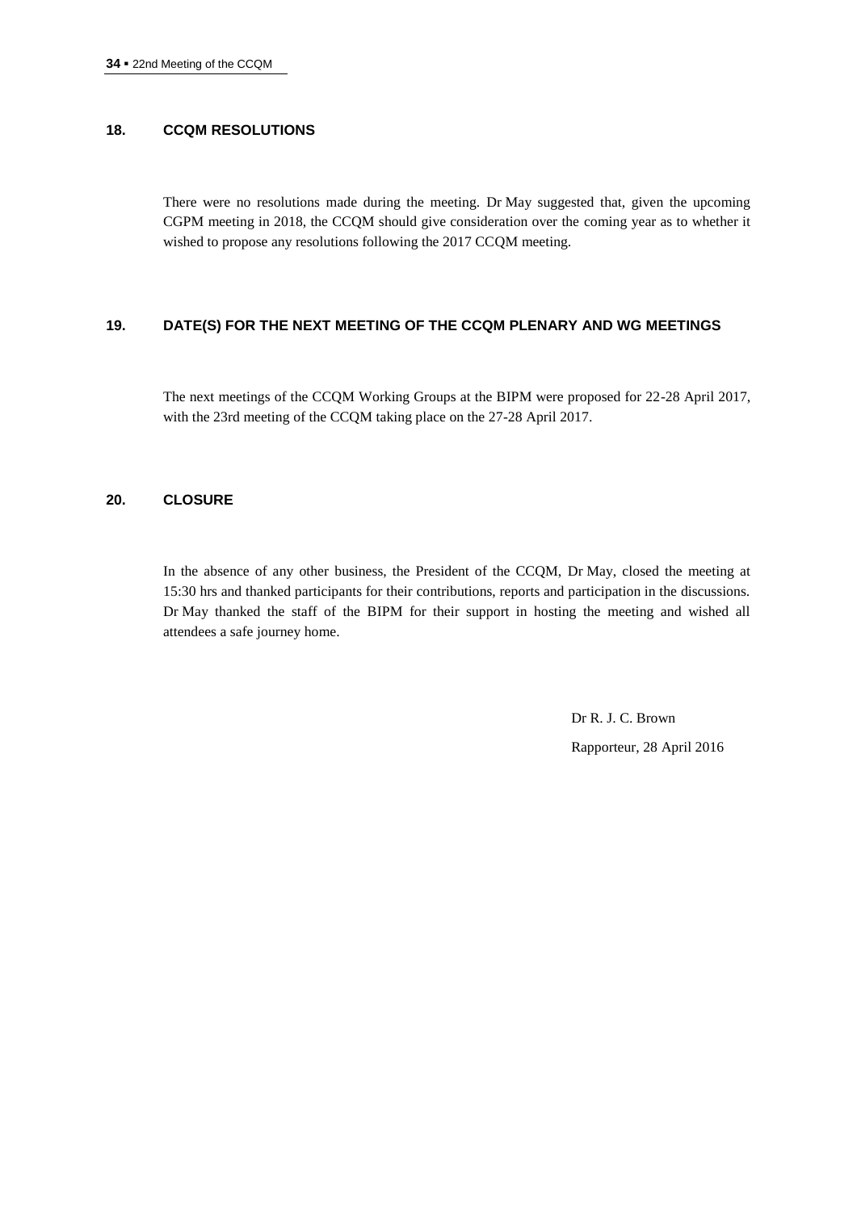## 18. CCQM RESOLUTIONS

There were no resolutions made during the meeting. Dr May suggested that, given the upcoming CGPM meeting in 2018, the CCQM should give consideration over the coming year as to whether it wished to propose any resolutions following the 2017 CCQM meeting.

## 19. DATE(S) FOR THE NEXT MEETING OF THE CCQM PLENARY AND WG MEETINGS

The next meetings of the CCQM Working Groups at the BIPM were proposed for 22-28 April 2017, with the 23rd meeting of the CCQM taking place on the 27-28 April 2017.

## 20. CLOSURE

In the absence of any other business, the President of the CCQM, Dr May, closed the meeting at 15:30 hrs and thanked participants for their contributions, reports and participation in the discussions. Dr May thanked the staff of the BIPM for their support in hosting the meeting and wished all attendees a safe journey home.

Dr R. J. C. Brown

Rapporteur, 28 April 2016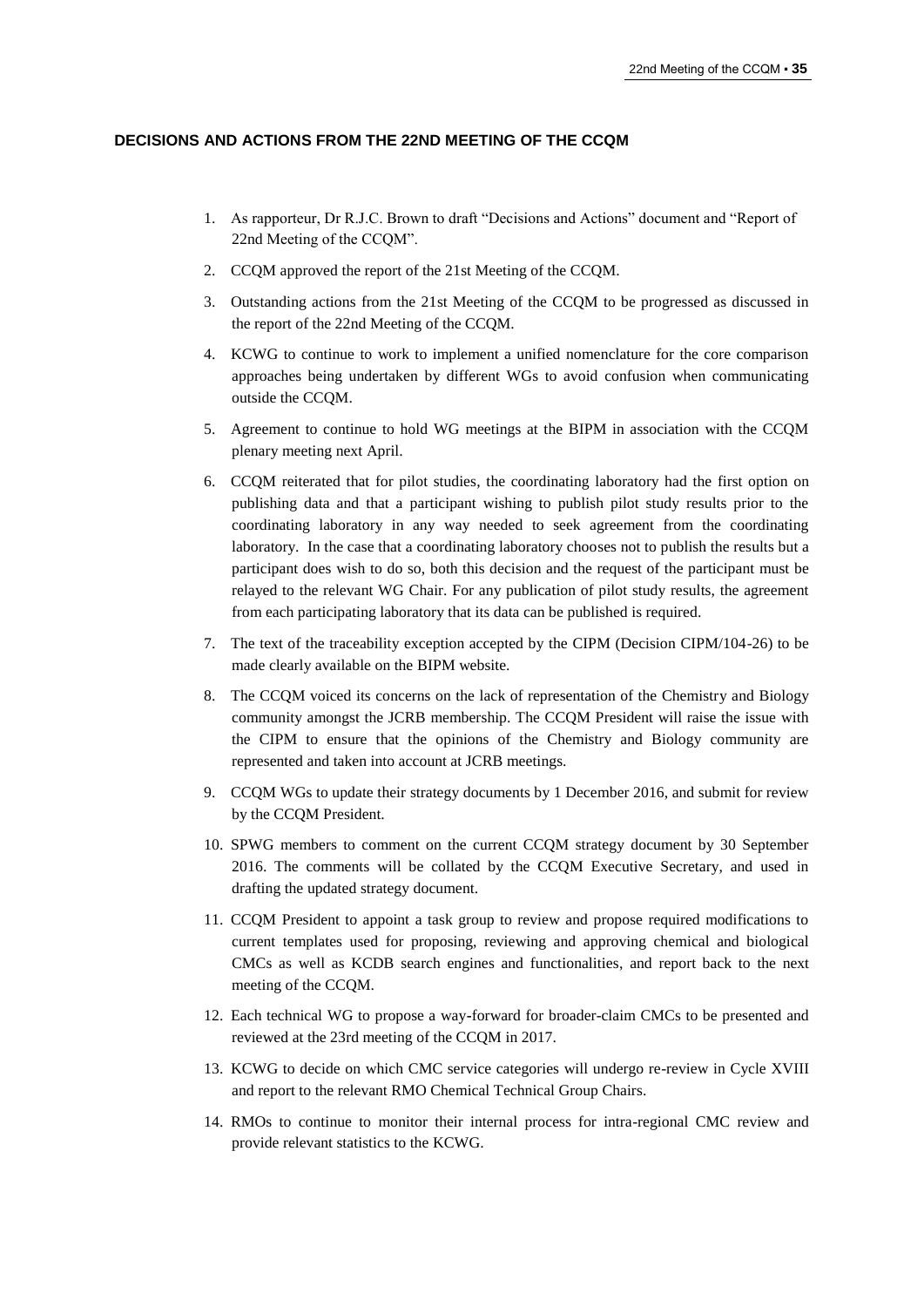## DECISIONS AND ACTIONS FROM THE 22ND MEETING OF THE CCQM

1. As rapporteur, Dr R.J.C. Brown to draft "Decisions and Actions" document and "Report of 22nd Meeting of the CCQM".
2. CCQM approved the report of the 21st Meeting of the CCQM.
3. Outstanding actions from the 21st Meeting of the CCQM to be progressed as discussed in the report of the 22nd Meeting of the CCQM.
4. KCWG to continue to work to implement a unified nomenclature for the core comparison approaches being undertaken by different WGs to avoid confusion when communicating outside the CCQM.
5. Agreement to continue to hold WG meetings at the BIPM in association with the CCQM plenary meeting next April.
6. CCQM reiterated that for pilot studies, the coordinating laboratory had the first option on publishing data and that a participant wishing to publish pilot study results prior to the coordinating laboratory in any way needed to seek agreement from the coordinating laboratory. In the case that a coordinating laboratory chooses not to publish the results but a participant does wish to do so, both this decision and the request of the participant must be relayed to the relevant WG Chair. For any publication of pilot study results, the agreement from each participating laboratory that its data can be published is required.
7. The text of the traceability exception accepted by the CIPM (Decision CIPM/104-26) to be made clearly available on the BIPM website.
8. The CCQM voiced its concerns on the lack of representation of the Chemistry and Biology community amongst the JCRB membership. The CCQM President will raise the issue with the CIPM to ensure that the opinions of the Chemistry and Biology community are represented and taken into account at JCRB meetings.
9. CCQM WGs to update their strategy documents by 1 December 2016, and submit for review by the CCQM President.
10. SPWG members to comment on the current CCQM strategy document by 30 September 2016. The comments will be collated by the CCQM Executive Secretary, and used in drafting the updated strategy document.
11. CCQM President to appoint a task group to review and propose required modifications to current templates used for proposing, reviewing and approving chemical and biological CMCs as well as KCDB search engines and functionalities, and report back to the next meeting of the CCQM.
12. Each technical WG to propose a way-forward for broader-claim CMCs to be presented and reviewed at the 23rd meeting of the CCQM in 2017.
13. KCWG to decide on which CMC service categories will undergo re-review in Cycle XVIII and report to the relevant RMO Chemical Technical Group Chairs.
14. RMOs to continue to monitor their internal process for intra-regional CMC review and provide relevant statistics to the KCWG.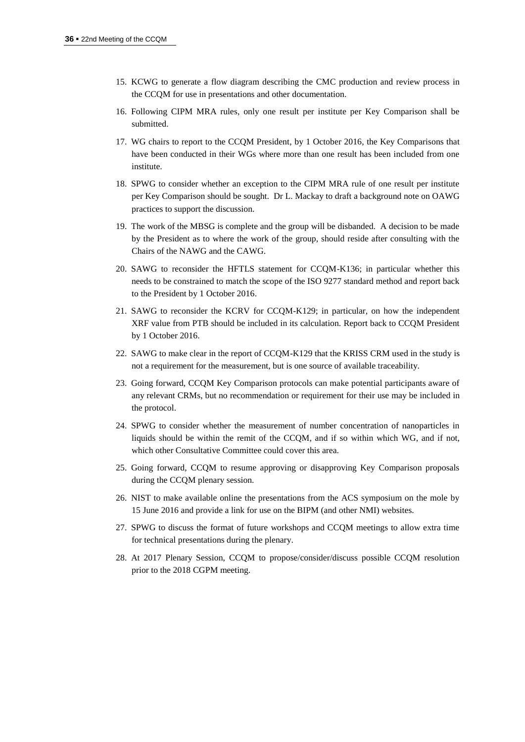15. KCWG to generate a flow diagram describing the CMC production and review process in the CCQM for use in presentations and other documentation.
16. Following CIPM MRA rules, only one result per institute per Key Comparison shall be submitted.
17. WG chairs to report to the CCQM President, by 1 October 2016, the Key Comparisons that have been conducted in their WGs where more than one result has been included from one institute.
18. SPWG to consider whether an exception to the CIPM MRA rule of one result per institute per Key Comparison should be sought. Dr L. Mackay to draft a background note on OAWG practices to support the discussion.
19. The work of the MBSG is complete and the group will be disbanded. A decision to be made by the President as to where the work of the group, should reside after consulting with the Chairs of the NAWG and the CAWG.
20. SAWG to reconsider the HFTLS statement for CCQM-K136; in particular whether this needs to be constrained to match the scope of the ISO 9277 standard method and report back to the President by 1 October 2016.
21. SAWG to reconsider the KCRV for CCQM-K129; in particular, on how the independent XRF value from PTB should be included in its calculation. Report back to CCQM President by 1 October 2016.
22. SAWG to make clear in the report of CCQM-K129 that the KRISS CRM used in the study is not a requirement for the measurement, but is one source of available traceability.
23. Going forward, CCQM Key Comparison protocols can make potential participants aware of any relevant CRMs, but no recommendation or requirement for their use may be included in the protocol.
24. SPWG to consider whether the measurement of number concentration of nanoparticles in liquids should be within the remit of the CCQM, and if so within which WG, and if not, which other Consultative Committee could cover this area.
25. Going forward, CCQM to resume approving or disapproving Key Comparison proposals during the CCQM plenary session.
26. NIST to make available online the presentations from the ACS symposium on the mole by 15 June 2016 and provide a link for use on the BIPM (and other NMI) websites.
27. SPWG to discuss the format of future workshops and CCQM meetings to allow extra time for technical presentations during the plenary.
28. At 2017 Plenary Session, CCQM to propose/consider/discuss possible CCQM resolution prior to the 2018 CGPM meeting.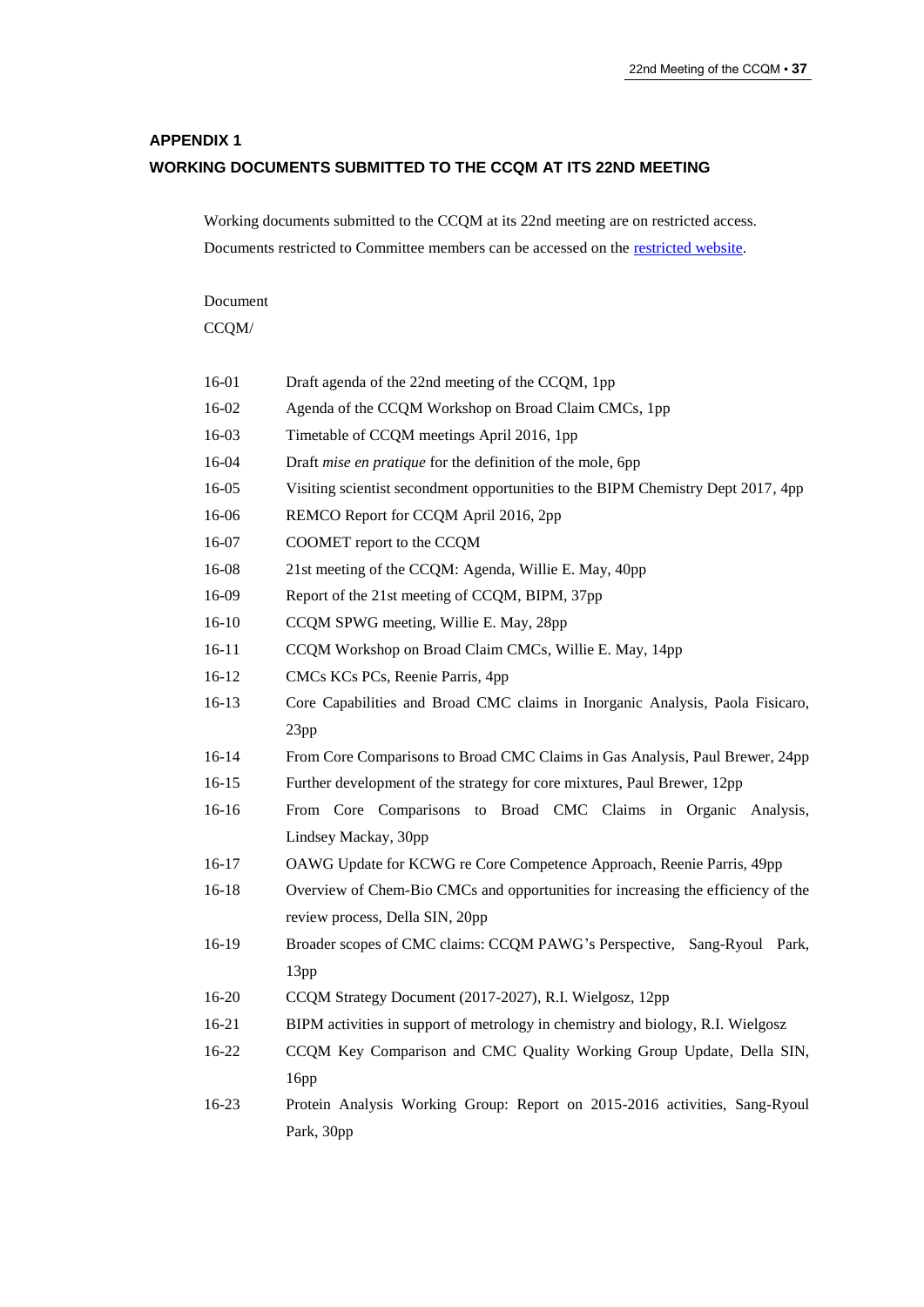## APPENDIX 1

## WORKING DOCUMENTS SUBMITTED TO THE CCQM AT ITS 22ND MEETING

Working documents submitted to the CCQM at its 22nd meeting are on restricted access. Documents restricted to Committee members can be accessed on the restricted website.

Document
CCQM/

| | |
|---|---|
| 16-01 | Draft agenda of the 22nd meeting of the CCQM, 1pp |
| 16-02 | Agenda of the CCQM Workshop on Broad Claim CMCs, 1pp |
| 16-03 | Timetable of CCQM meetings April 2016, 1pp |
| 16-04 | Draft *mise en pratique* for the definition of the mole, 6pp |
| 16-05 | Visiting scientist secondment opportunities to the BIPM Chemistry Dept 2017, 4pp |
| 16-06 | REMCO Report for CCQM April 2016, 2pp |
| 16-07 | COOMET report to the CCQM |
| 16-08 | 21st meeting of the CCQM: Agenda, Willie E. May, 40pp |
| 16-09 | Report of the 21st meeting of CCQM, BIPM, 37pp |
| 16-10 | CCQM SPWG meeting, Willie E. May, 28pp |
| 16-11 | CCQM Workshop on Broad Claim CMCs, Willie E. May, 14pp |
| 16-12 | CMCs KCs PCs, Reenie Parris, 4pp |
| 16-13 | Core Capabilities and Broad CMC claims in Inorganic Analysis, Paola Fisicaro, 23pp |
| 16-14 | From Core Comparisons to Broad CMC Claims in Gas Analysis, Paul Brewer, 24pp |
| 16-15 | Further development of the strategy for core mixtures, Paul Brewer, 12pp |
| 16-16 | From Core Comparisons to Broad CMC Claims in Organic Analysis, Lindsey Mackay, 30pp |
| 16-17 | OAWG Update for KCWG re Core Competence Approach, Reenie Parris, 49pp |
| 16-18 | Overview of Chem-Bio CMCs and opportunities for increasing the efficiency of the review process, Della SIN, 20pp |
| 16-19 | Broader scopes of CMC claims: CCQM PAWG's Perspective, Sang-Ryoul Park, 13pp |
| 16-20 | CCQM Strategy Document (2017-2027), R.I. Wielgosz, 12pp |
| 16-21 | BIPM activities in support of metrology in chemistry and biology, R.I. Wielgosz |
| 16-22 | CCQM Key Comparison and CMC Quality Working Group Update, Della SIN, 16pp |
| 16-23 | Protein Analysis Working Group: Report on 2015-2016 activities, Sang-Ryoul Park, 30pp |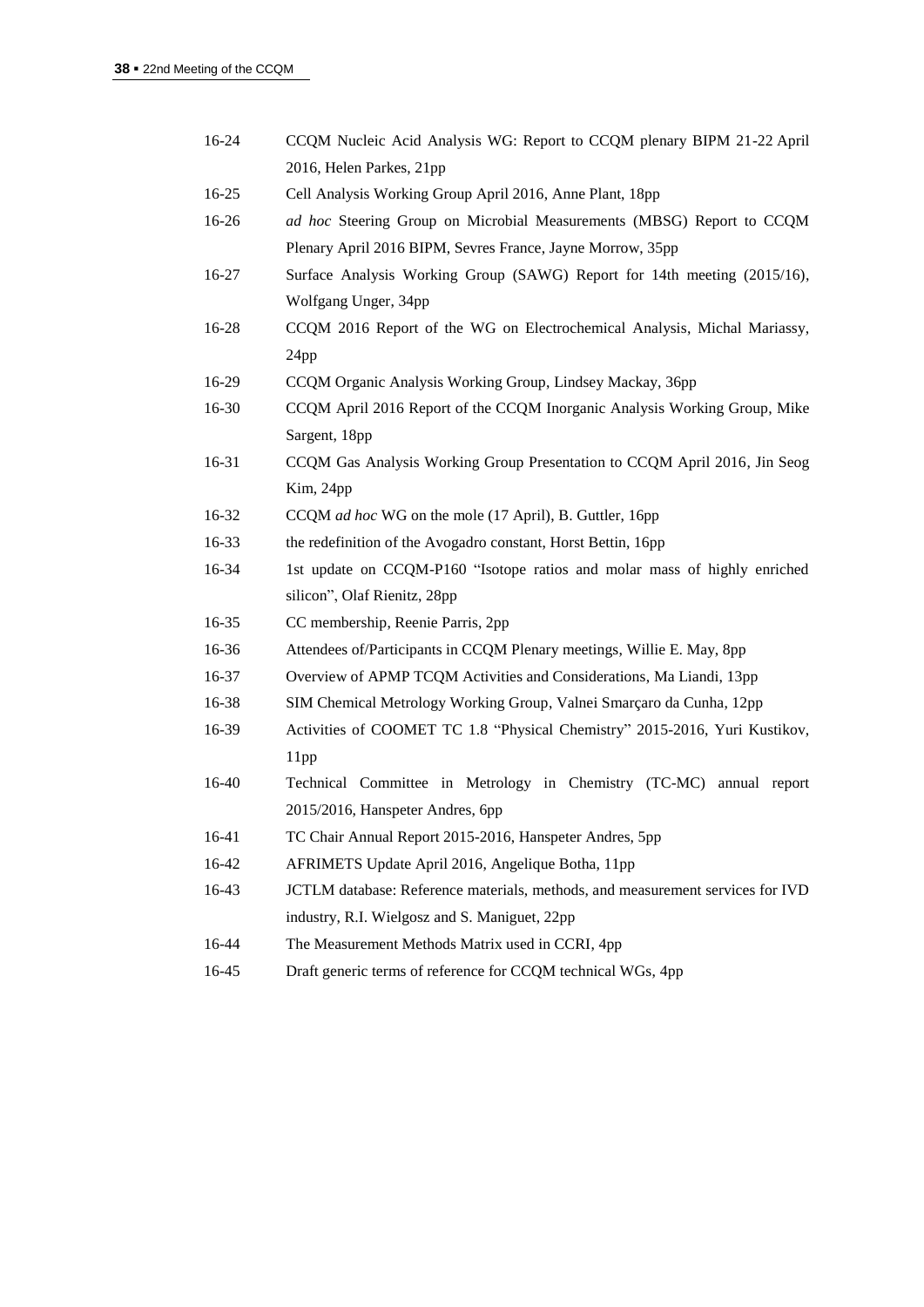| | |
|---|---|
| 16-24 | CCQM Nucleic Acid Analysis WG: Report to CCQM plenary BIPM 21-22 April 2016, Helen Parkes, 21pp |
| 16-25 | Cell Analysis Working Group April 2016, Anne Plant, 18pp |
| 16-26 | *ad hoc* Steering Group on Microbial Measurements (MBSG) Report to CCQM Plenary April 2016 BIPM, Sevres France, Jayne Morrow, 35pp |
| 16-27 | Surface Analysis Working Group (SAWG) Report for 14th meeting (2015/16), Wolfgang Unger, 34pp |
| 16-28 | CCQM 2016 Report of the WG on Electrochemical Analysis, Michal Mariassy, 24pp |
| 16-29 | CCQM Organic Analysis Working Group, Lindsey Mackay, 36pp |
| 16-30 | CCQM April 2016 Report of the CCQM Inorganic Analysis Working Group, Mike Sargent, 18pp |
| 16-31 | CCQM Gas Analysis Working Group Presentation to CCQM April 2016, Jin Seog Kim, 24pp |
| 16-32 | CCQM *ad hoc* WG on the mole (17 April), B. Guttler, 16pp |
| 16-33 | the redefinition of the Avogadro constant, Horst Bettin, 16pp |
| 16-34 | 1st update on CCQM-P160 "Isotope ratios and molar mass of highly enriched silicon", Olaf Rienitz, 28pp |
| 16-35 | CC membership, Reenie Parris, 2pp |
| 16-36 | Attendees of/Participants in CCQM Plenary meetings, Willie E. May, 8pp |
| 16-37 | Overview of APMP TCQM Activities and Considerations, Ma Liandi, 13pp |
| 16-38 | SIM Chemical Metrology Working Group, Valnei Smarçaro da Cunha, 12pp |
| 16-39 | Activities of COOMET TC 1.8 "Physical Chemistry" 2015-2016, Yuri Kustikov, 11pp |
| 16-40 | Technical Committee in Metrology in Chemistry (TC-MC) annual report 2015/2016, Hanspeter Andres, 6pp |
| 16-41 | TC Chair Annual Report 2015-2016, Hanspeter Andres, 5pp |
| 16-42 | AFRIMETS Update April 2016, Angelique Botha, 11pp |
| 16-43 | JCTLM database: Reference materials, methods, and measurement services for IVD industry, R.I. Wielgosz and S. Maniguet, 22pp |
| 16-44 | The Measurement Methods Matrix used in CCRI, 4pp |
| 16-45 | Draft generic terms of reference for CCQM technical WGs, 4pp |